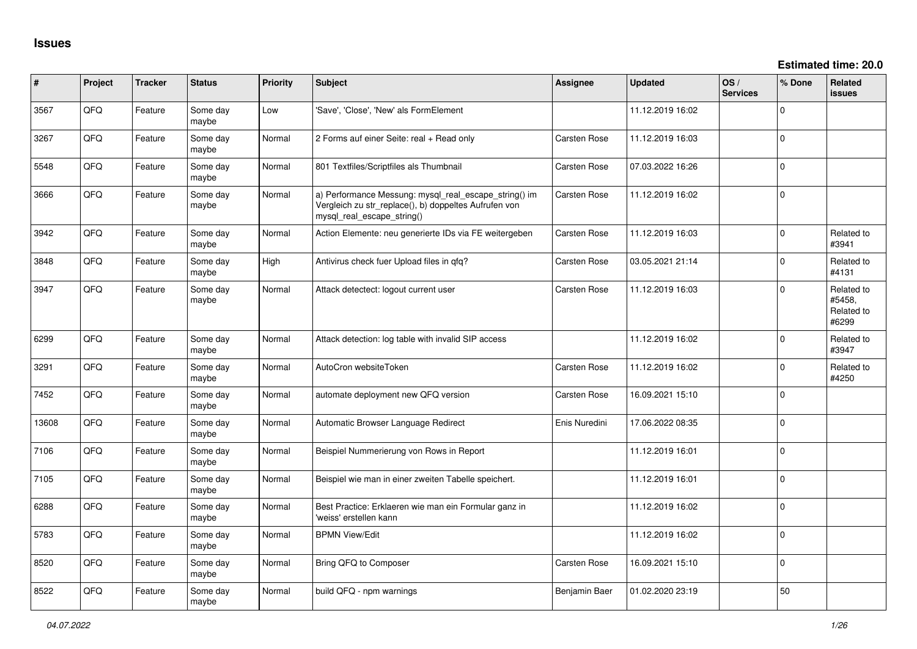# Issues

**Estimated time: 20.0**

| # | Project | Tracker | Status | Priority | Subject | Assignee | Updated | OS / Services | % Done | Related issues |
|---|---|---|---|---|---|---|---|---|---|---|
| 3567 | QFQ | Feature | Some day maybe | Low | 'Save', 'Close', 'New' als FormElement | | 11.12.2019 16:02 | | 0 | |
| 3267 | QFQ | Feature | Some day maybe | Normal | 2 Forms auf einer Seite: real + Read only | Carsten Rose | 11.12.2019 16:03 | | 0 | |
| 5548 | QFQ | Feature | Some day maybe | Normal | 801 Textfiles/Scriptfiles als Thumbnail | Carsten Rose | 07.03.2022 16:26 | | 0 | |
| 3666 | QFQ | Feature | Some day maybe | Normal | a) Performance Messung: mysql_real_escape_string() im Vergleich zu str_replace(), b) doppeltes Aufrufen von mysql_real_escape_string() | Carsten Rose | 11.12.2019 16:02 | | 0 | |
| 3942 | QFQ | Feature | Some day maybe | Normal | Action Elemente: neu generierte IDs via FE weitergeben | Carsten Rose | 11.12.2019 16:03 | | 0 | Related to #3941 |
| 3848 | QFQ | Feature | Some day maybe | High | Antivirus check fuer Upload files in qfq? | Carsten Rose | 03.05.2021 21:14 | | 0 | Related to #4131 |
| 3947 | QFQ | Feature | Some day maybe | Normal | Attack detectect: logout current user | Carsten Rose | 11.12.2019 16:03 | | 0 | Related to #5458, Related to #6299 |
| 6299 | QFQ | Feature | Some day maybe | Normal | Attack detection: log table with invalid SIP access | | 11.12.2019 16:02 | | 0 | Related to #3947 |
| 3291 | QFQ | Feature | Some day maybe | Normal | AutoCron websiteToken | Carsten Rose | 11.12.2019 16:02 | | 0 | Related to #4250 |
| 7452 | QFQ | Feature | Some day maybe | Normal | automate deployment new QFQ version | Carsten Rose | 16.09.2021 15:10 | | 0 | |
| 13608 | QFQ | Feature | Some day maybe | Normal | Automatic Browser Language Redirect | Enis Nuredini | 17.06.2022 08:35 | | 0 | |
| 7106 | QFQ | Feature | Some day maybe | Normal | Beispiel Nummerierung von Rows in Report | | 11.12.2019 16:01 | | 0 | |
| 7105 | QFQ | Feature | Some day maybe | Normal | Beispiel wie man in einer zweiten Tabelle speichert. | | 11.12.2019 16:01 | | 0 | |
| 6288 | QFQ | Feature | Some day maybe | Normal | Best Practice: Erklaeren wie man ein Formular ganz in 'weiss' erstellen kann | | 11.12.2019 16:02 | | 0 | |
| 5783 | QFQ | Feature | Some day maybe | Normal | BPMN View/Edit | | 11.12.2019 16:02 | | 0 | |
| 8520 | QFQ | Feature | Some day maybe | Normal | Bring QFQ to Composer | Carsten Rose | 16.09.2021 15:10 | | 0 | |
| 8522 | QFQ | Feature | Some day maybe | Normal | build QFQ - npm warnings | Benjamin Baer | 01.02.2020 23:19 | | 50 | |

*04.07.2022*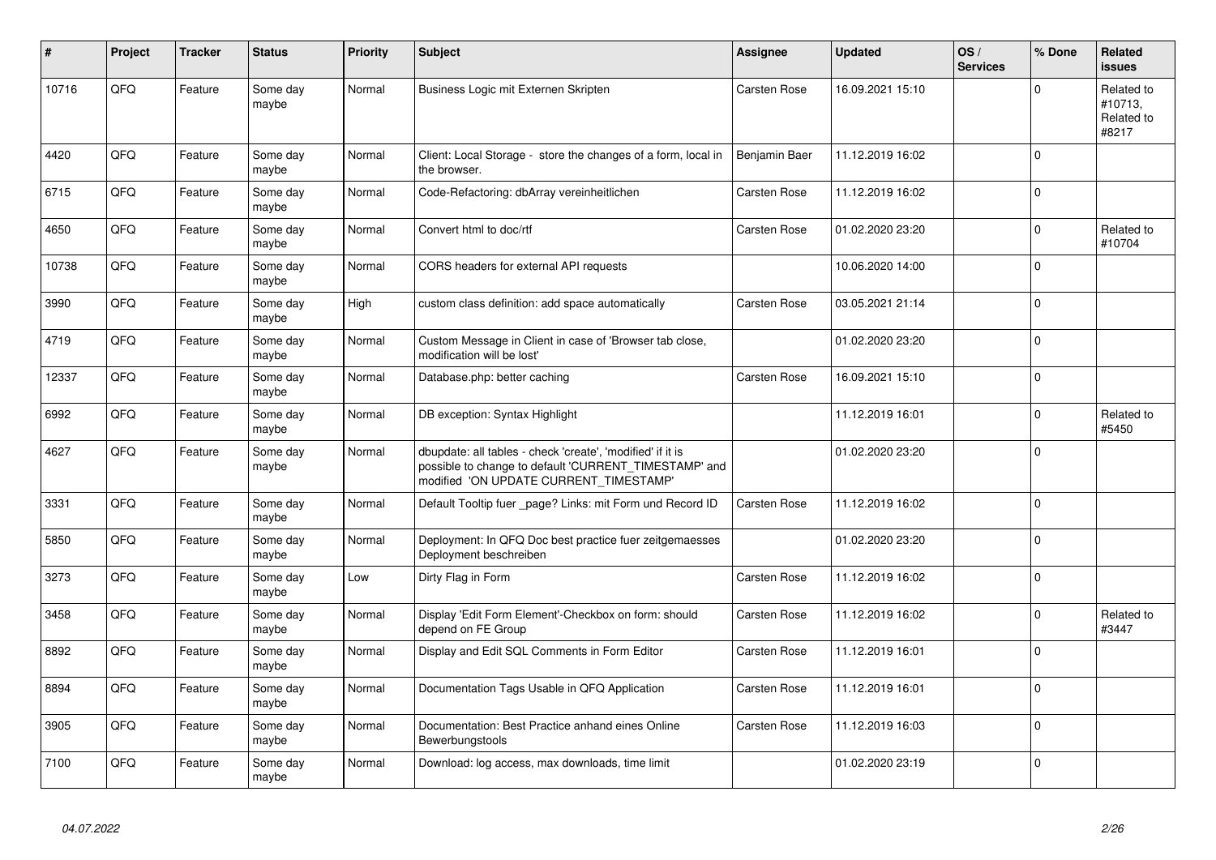| # | Project | Tracker | Status | Priority | Subject | Assignee | Updated | OS / Services | % Done | Related issues |
|---|---|---|---|---|---|---|---|---|---|---|
| 10716 | QFQ | Feature | Some day maybe | Normal | Business Logic mit Externen Skripten | Carsten Rose | 16.09.2021 15:10 | | 0 | Related to #10713, Related to #8217 |
| 4420 | QFQ | Feature | Some day maybe | Normal | Client: Local Storage - store the changes of a form, local in the browser. | Benjamin Baer | 11.12.2019 16:02 | | 0 | |
| 6715 | QFQ | Feature | Some day maybe | Normal | Code-Refactoring: dbArray vereinheitlichen | Carsten Rose | 11.12.2019 16:02 | | 0 | |
| 4650 | QFQ | Feature | Some day maybe | Normal | Convert html to doc/rtf | Carsten Rose | 01.02.2020 23:20 | | 0 | Related to #10704 |
| 10738 | QFQ | Feature | Some day maybe | Normal | CORS headers for external API requests | | 10.06.2020 14:00 | | 0 | |
| 3990 | QFQ | Feature | Some day maybe | High | custom class definition: add space automatically | Carsten Rose | 03.05.2021 21:14 | | 0 | |
| 4719 | QFQ | Feature | Some day maybe | Normal | Custom Message in Client in case of 'Browser tab close, modification will be lost' | | 01.02.2020 23:20 | | 0 | |
| 12337 | QFQ | Feature | Some day maybe | Normal | Database.php: better caching | Carsten Rose | 16.09.2021 15:10 | | 0 | |
| 6992 | QFQ | Feature | Some day maybe | Normal | DB exception: Syntax Highlight | | 11.12.2019 16:01 | | 0 | Related to #5450 |
| 4627 | QFQ | Feature | Some day maybe | Normal | dbupdate: all tables - check 'create', 'modified' if it is possible to change to default 'CURRENT_TIMESTAMP' and modified 'ON UPDATE CURRENT_TIMESTAMP' | | 01.02.2020 23:20 | | 0 | |
| 3331 | QFQ | Feature | Some day maybe | Normal | Default Tooltip fuer _page? Links: mit Form und Record ID | Carsten Rose | 11.12.2019 16:02 | | 0 | |
| 5850 | QFQ | Feature | Some day maybe | Normal | Deployment: In QFQ Doc best practice fuer zeitgemaesses Deployment beschreiben | | 01.02.2020 23:20 | | 0 | |
| 3273 | QFQ | Feature | Some day maybe | Low | Dirty Flag in Form | Carsten Rose | 11.12.2019 16:02 | | 0 | |
| 3458 | QFQ | Feature | Some day maybe | Normal | Display 'Edit Form Element'-Checkbox on form: should depend on FE Group | Carsten Rose | 11.12.2019 16:02 | | 0 | Related to #3447 |
| 8892 | QFQ | Feature | Some day maybe | Normal | Display and Edit SQL Comments in Form Editor | Carsten Rose | 11.12.2019 16:01 | | 0 | |
| 8894 | QFQ | Feature | Some day maybe | Normal | Documentation Tags Usable in QFQ Application | Carsten Rose | 11.12.2019 16:01 | | 0 | |
| 3905 | QFQ | Feature | Some day maybe | Normal | Documentation: Best Practice anhand eines Online Bewerbungstools | Carsten Rose | 11.12.2019 16:03 | | 0 | |
| 7100 | QFQ | Feature | Some day maybe | Normal | Download: log access, max downloads, time limit | | 01.02.2020 23:19 | | 0 | |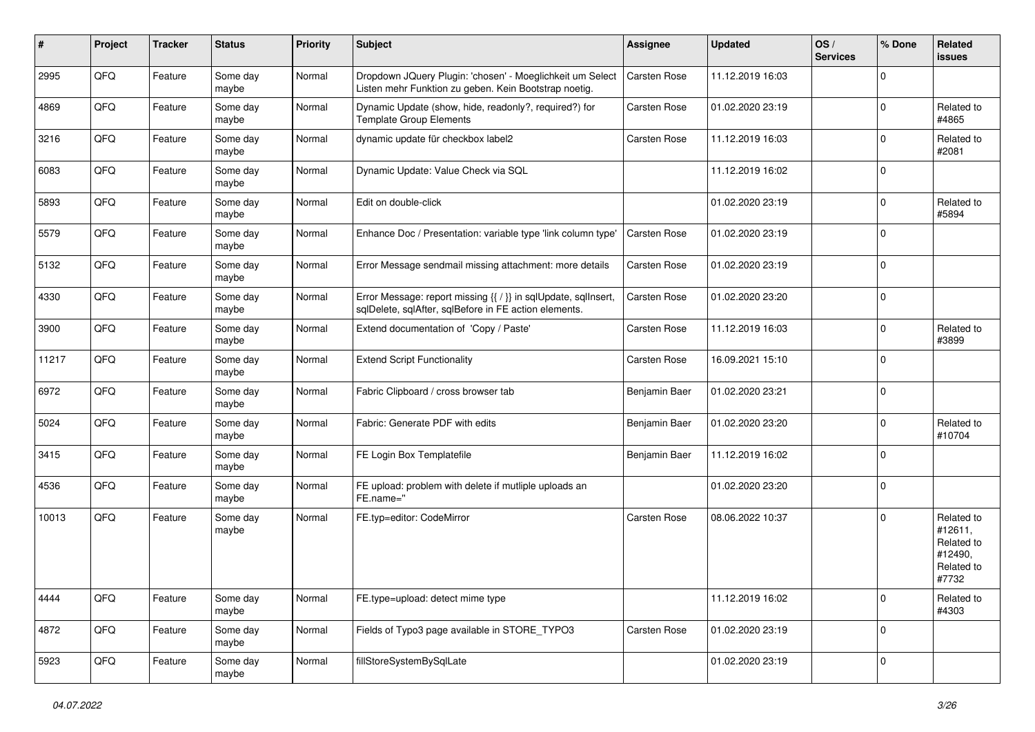| # | Project | Tracker | Status | Priority | Subject | Assignee | Updated | OS / Services | % Done | Related issues |
|---|---|---|---|---|---|---|---|---|---|---|
| 2995 | QFQ | Feature | Some day maybe | Normal | Dropdown JQuery Plugin: 'chosen' - Moeglichkeit um Select Listen mehr Funktion zu geben. Kein Bootstrap noetig. | Carsten Rose | 11.12.2019 16:03 | | 0 | |
| 4869 | QFQ | Feature | Some day maybe | Normal | Dynamic Update (show, hide, readonly?, required?) for Template Group Elements | Carsten Rose | 01.02.2020 23:19 | | 0 | Related to #4865 |
| 3216 | QFQ | Feature | Some day maybe | Normal | dynamic update für checkbox label2 | Carsten Rose | 11.12.2019 16:03 | | 0 | Related to #2081 |
| 6083 | QFQ | Feature | Some day maybe | Normal | Dynamic Update: Value Check via SQL | | 11.12.2019 16:02 | | 0 | |
| 5893 | QFQ | Feature | Some day maybe | Normal | Edit on double-click | | 01.02.2020 23:19 | | 0 | Related to #5894 |
| 5579 | QFQ | Feature | Some day maybe | Normal | Enhance Doc / Presentation: variable type 'link column type' | Carsten Rose | 01.02.2020 23:19 | | 0 | |
| 5132 | QFQ | Feature | Some day maybe | Normal | Error Message sendmail missing attachment: more details | Carsten Rose | 01.02.2020 23:19 | | 0 | |
| 4330 | QFQ | Feature | Some day maybe | Normal | Error Message: report missing {{ / }} in sqlUpdate, sqlInsert, sqlDelete, sqlAfter, sqlBefore in FE action elements. | Carsten Rose | 01.02.2020 23:20 | | 0 | |
| 3900 | QFQ | Feature | Some day maybe | Normal | Extend documentation of 'Copy / Paste' | Carsten Rose | 11.12.2019 16:03 | | 0 | Related to #3899 |
| 11217 | QFQ | Feature | Some day maybe | Normal | Extend Script Functionality | Carsten Rose | 16.09.2021 15:10 | | 0 | |
| 6972 | QFQ | Feature | Some day maybe | Normal | Fabric Clipboard / cross browser tab | Benjamin Baer | 01.02.2020 23:21 | | 0 | |
| 5024 | QFQ | Feature | Some day maybe | Normal | Fabric: Generate PDF with edits | Benjamin Baer | 01.02.2020 23:20 | | 0 | Related to #10704 |
| 3415 | QFQ | Feature | Some day maybe | Normal | FE Login Box Templatefile | Benjamin Baer | 11.12.2019 16:02 | | 0 | |
| 4536 | QFQ | Feature | Some day maybe | Normal | FE upload: problem with delete if mutliple uploads an FE.name='' | | 01.02.2020 23:20 | | 0 | |
| 10013 | QFQ | Feature | Some day maybe | Normal | FE.typ=editor: CodeMirror | Carsten Rose | 08.06.2022 10:37 | | 0 | Related to #12611, Related to #12490, Related to #7732 |
| 4444 | QFQ | Feature | Some day maybe | Normal | FE.type=upload: detect mime type | | 11.12.2019 16:02 | | 0 | Related to #4303 |
| 4872 | QFQ | Feature | Some day maybe | Normal | Fields of Typo3 page available in STORE_TYPO3 | Carsten Rose | 01.02.2020 23:19 | | 0 | |
| 5923 | QFQ | Feature | Some day maybe | Normal | fillStoreSystemBySqlLate | | 01.02.2020 23:19 | | 0 | |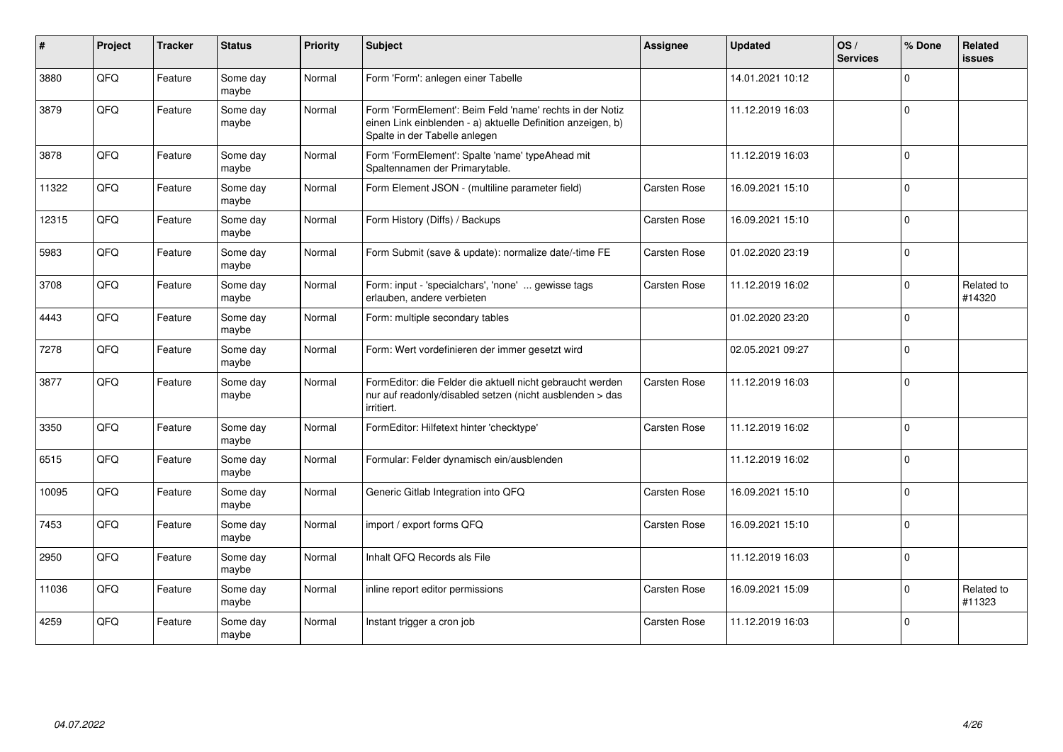| # | Project | Tracker | Status | Priority | Subject | Assignee | Updated | OS / Services | % Done | Related issues |
|---|---|---|---|---|---|---|---|---|---|---|
| 3880 | QFQ | Feature | Some day maybe | Normal | Form 'Form': anlegen einer Tabelle | | 14.01.2021 10:12 | | 0 | |
| 3879 | QFQ | Feature | Some day maybe | Normal | Form 'FormElement': Beim Feld 'name' rechts in der Notiz einen Link einblenden - a) aktuelle Definition anzeigen, b) Spalte in der Tabelle anlegen | | 11.12.2019 16:03 | | 0 | |
| 3878 | QFQ | Feature | Some day maybe | Normal | Form 'FormElement': Spalte 'name' typeAhead mit Spaltennamen der Primarytable. | | 11.12.2019 16:03 | | 0 | |
| 11322 | QFQ | Feature | Some day maybe | Normal | Form Element JSON - (multiline parameter field) | Carsten Rose | 16.09.2021 15:10 | | 0 | |
| 12315 | QFQ | Feature | Some day maybe | Normal | Form History (Diffs) / Backups | Carsten Rose | 16.09.2021 15:10 | | 0 | |
| 5983 | QFQ | Feature | Some day maybe | Normal | Form Submit (save & update): normalize date/-time FE | Carsten Rose | 01.02.2020 23:19 | | 0 | |
| 3708 | QFQ | Feature | Some day maybe | Normal | Form: input - 'specialchars', 'none' ... gewisse tags erlauben, andere verbieten | Carsten Rose | 11.12.2019 16:02 | | 0 | Related to #14320 |
| 4443 | QFQ | Feature | Some day maybe | Normal | Form: multiple secondary tables | | 01.02.2020 23:20 | | 0 | |
| 7278 | QFQ | Feature | Some day maybe | Normal | Form: Wert vordefinieren der immer gesetzt wird | | 02.05.2021 09:27 | | 0 | |
| 3877 | QFQ | Feature | Some day maybe | Normal | FormEditor: die Felder die aktuell nicht gebraucht werden nur auf readonly/disabled setzen (nicht ausblenden > das irritiert. | Carsten Rose | 11.12.2019 16:03 | | 0 | |
| 3350 | QFQ | Feature | Some day maybe | Normal | FormEditor: Hilfetext hinter 'checktype' | Carsten Rose | 11.12.2019 16:02 | | 0 | |
| 6515 | QFQ | Feature | Some day maybe | Normal | Formular: Felder dynamisch ein/ausblenden | | 11.12.2019 16:02 | | 0 | |
| 10095 | QFQ | Feature | Some day maybe | Normal | Generic Gitlab Integration into QFQ | Carsten Rose | 16.09.2021 15:10 | | 0 | |
| 7453 | QFQ | Feature | Some day maybe | Normal | import / export forms QFQ | Carsten Rose | 16.09.2021 15:10 | | 0 | |
| 2950 | QFQ | Feature | Some day maybe | Normal | Inhalt QFQ Records als File | | 11.12.2019 16:03 | | 0 | |
| 11036 | QFQ | Feature | Some day maybe | Normal | inline report editor permissions | Carsten Rose | 16.09.2021 15:09 | | 0 | Related to #11323 |
| 4259 | QFQ | Feature | Some day maybe | Normal | Instant trigger a cron job | Carsten Rose | 11.12.2019 16:03 | | 0 | |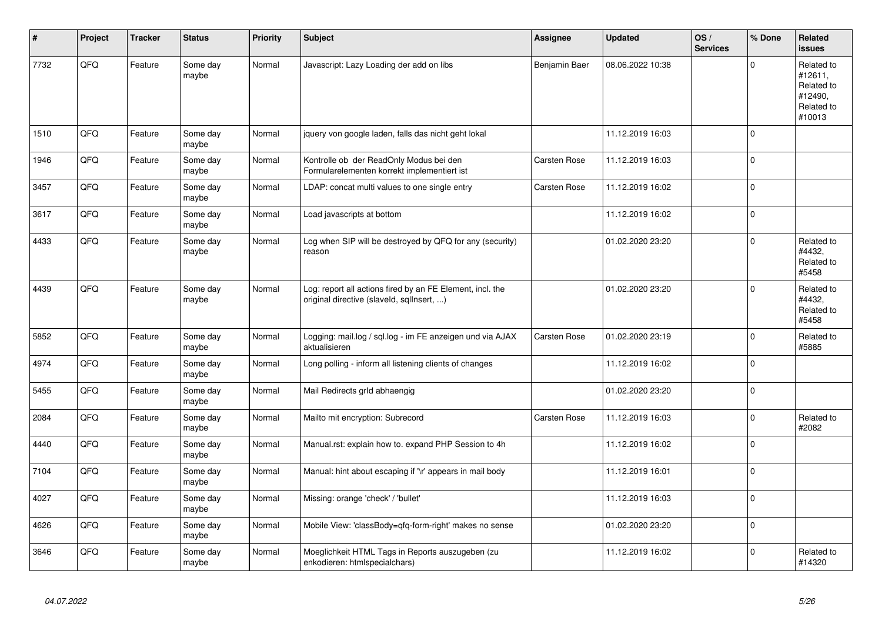| # | Project | Tracker | Status | Priority | Subject | Assignee | Updated | OS / Services | % Done | Related issues |
|---|---|---|---|---|---|---|---|---|---|---|
| 7732 | QFQ | Feature | Some day maybe | Normal | Javascript: Lazy Loading der add on libs | Benjamin Baer | 08.06.2022 10:38 | | 0 | Related to #12611, Related to #12490, Related to #10013 |
| 1510 | QFQ | Feature | Some day maybe | Normal | jquery von google laden, falls das nicht geht lokal | | 11.12.2019 16:03 | | 0 | |
| 1946 | QFQ | Feature | Some day maybe | Normal | Kontrolle ob der ReadOnly Modus bei den Formularelementen korrekt implementiert ist | Carsten Rose | 11.12.2019 16:03 | | 0 | |
| 3457 | QFQ | Feature | Some day maybe | Normal | LDAP: concat multi values to one single entry | Carsten Rose | 11.12.2019 16:02 | | 0 | |
| 3617 | QFQ | Feature | Some day maybe | Normal | Load javascripts at bottom | | 11.12.2019 16:02 | | 0 | |
| 4433 | QFQ | Feature | Some day maybe | Normal | Log when SIP will be destroyed by QFQ for any (security) reason | | 01.02.2020 23:20 | | 0 | Related to #4432, Related to #5458 |
| 4439 | QFQ | Feature | Some day maybe | Normal | Log: report all actions fired by an FE Element, incl. the original directive (slaveId, sqlInsert, ...) | | 01.02.2020 23:20 | | 0 | Related to #4432, Related to #5458 |
| 5852 | QFQ | Feature | Some day maybe | Normal | Logging: mail.log / sql.log - im FE anzeigen und via AJAX aktualisieren | Carsten Rose | 01.02.2020 23:19 | | 0 | Related to #5885 |
| 4974 | QFQ | Feature | Some day maybe | Normal | Long polling - inform all listening clients of changes | | 11.12.2019 16:02 | | 0 | |
| 5455 | QFQ | Feature | Some day maybe | Normal | Mail Redirects grId abhaengig | | 01.02.2020 23:20 | | 0 | |
| 2084 | QFQ | Feature | Some day maybe | Normal | Mailto mit encryption: Subrecord | Carsten Rose | 11.12.2019 16:03 | | 0 | Related to #2082 |
| 4440 | QFQ | Feature | Some day maybe | Normal | Manual.rst: explain how to. expand PHP Session to 4h | | 11.12.2019 16:02 | | 0 | |
| 7104 | QFQ | Feature | Some day maybe | Normal | Manual: hint about escaping if '\r' appears in mail body | | 11.12.2019 16:01 | | 0 | |
| 4027 | QFQ | Feature | Some day maybe | Normal | Missing: orange 'check' / 'bullet' | | 11.12.2019 16:03 | | 0 | |
| 4626 | QFQ | Feature | Some day maybe | Normal | Mobile View: 'classBody=qfq-form-right' makes no sense | | 01.02.2020 23:20 | | 0 | |
| 3646 | QFQ | Feature | Some day maybe | Normal | Moeglichkeit HTML Tags in Reports auszugeben (zu enkodieren: htmlspecialchars) | | 11.12.2019 16:02 | | 0 | Related to #14320 |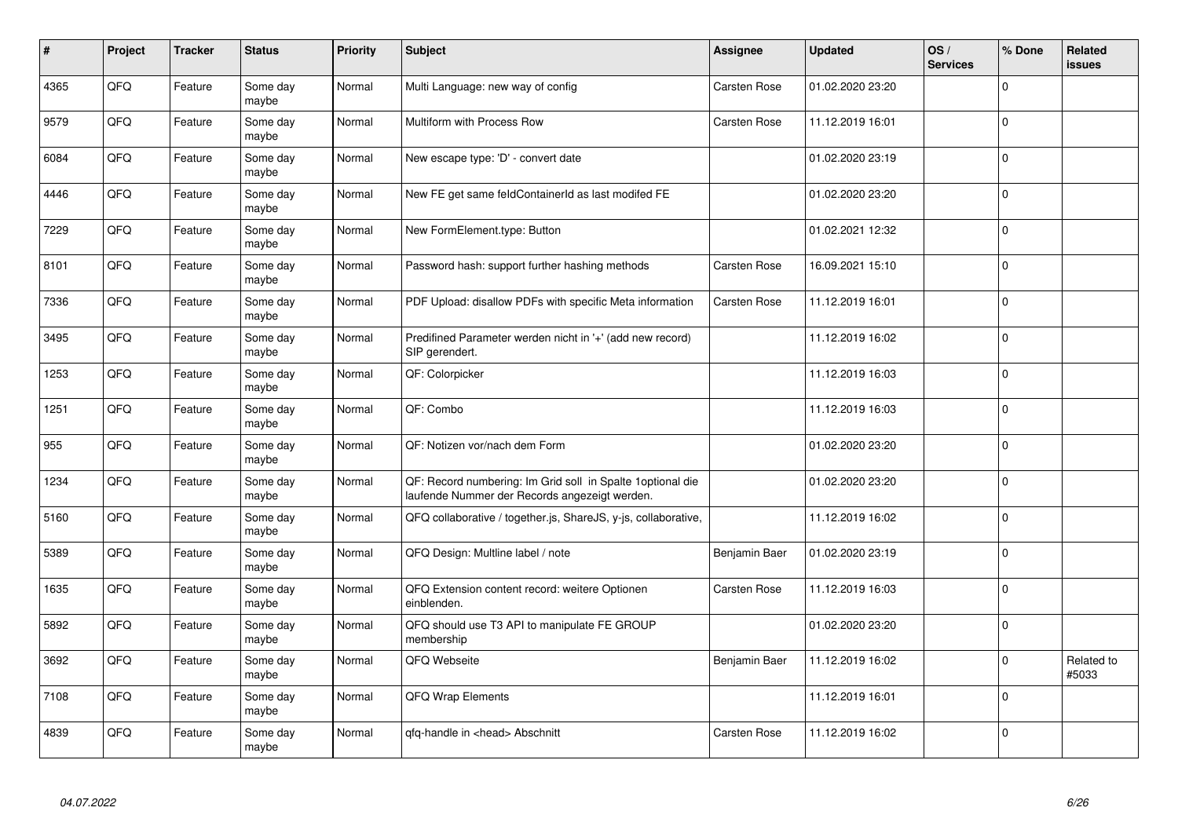| # | Project | Tracker | Status | Priority | Subject | Assignee | Updated | OS / Services | % Done | Related issues |
|---|---|---|---|---|---|---|---|---|---|---|
| 4365 | QFQ | Feature | Some day maybe | Normal | Multi Language: new way of config | Carsten Rose | 01.02.2020 23:20 | | 0 | |
| 9579 | QFQ | Feature | Some day maybe | Normal | Multiform with Process Row | Carsten Rose | 11.12.2019 16:01 | | 0 | |
| 6084 | QFQ | Feature | Some day maybe | Normal | New escape type: 'D' - convert date | | 01.02.2020 23:19 | | 0 | |
| 4446 | QFQ | Feature | Some day maybe | Normal | New FE get same feldContainerId as last modifed FE | | 01.02.2020 23:20 | | 0 | |
| 7229 | QFQ | Feature | Some day maybe | Normal | New FormElement.type: Button | | 01.02.2021 12:32 | | 0 | |
| 8101 | QFQ | Feature | Some day maybe | Normal | Password hash: support further hashing methods | Carsten Rose | 16.09.2021 15:10 | | 0 | |
| 7336 | QFQ | Feature | Some day maybe | Normal | PDF Upload: disallow PDFs with specific Meta information | Carsten Rose | 11.12.2019 16:01 | | 0 | |
| 3495 | QFQ | Feature | Some day maybe | Normal | Predifined Parameter werden nicht in '+' (add new record) SIP gerendert. | | 11.12.2019 16:02 | | 0 | |
| 1253 | QFQ | Feature | Some day maybe | Normal | QF: Colorpicker | | 11.12.2019 16:03 | | 0 | |
| 1251 | QFQ | Feature | Some day maybe | Normal | QF: Combo | | 11.12.2019 16:03 | | 0 | |
| 955 | QFQ | Feature | Some day maybe | Normal | QF: Notizen vor/nach dem Form | | 01.02.2020 23:20 | | 0 | |
| 1234 | QFQ | Feature | Some day maybe | Normal | QF: Record numbering: Im Grid soll in Spalte 1optional die laufende Nummer der Records angezeigt werden. | | 01.02.2020 23:20 | | 0 | |
| 5160 | QFQ | Feature | Some day maybe | Normal | QFQ collaborative / together.js, ShareJS, y-js, collaborative, | | 11.12.2019 16:02 | | 0 | |
| 5389 | QFQ | Feature | Some day maybe | Normal | QFQ Design: Multline label / note | Benjamin Baer | 01.02.2020 23:19 | | 0 | |
| 1635 | QFQ | Feature | Some day maybe | Normal | QFQ Extension content record: weitere Optionen einblenden. | Carsten Rose | 11.12.2019 16:03 | | 0 | |
| 5892 | QFQ | Feature | Some day maybe | Normal | QFQ should use T3 API to manipulate FE GROUP membership | | 01.02.2020 23:20 | | 0 | |
| 3692 | QFQ | Feature | Some day maybe | Normal | QFQ Webseite | Benjamin Baer | 11.12.2019 16:02 | | 0 | Related to #5033 |
| 7108 | QFQ | Feature | Some day maybe | Normal | QFQ Wrap Elements | | 11.12.2019 16:01 | | 0 | |
| 4839 | QFQ | Feature | Some day maybe | Normal | qfq-handle in <head> Abschnitt | Carsten Rose | 11.12.2019 16:02 | | 0 | |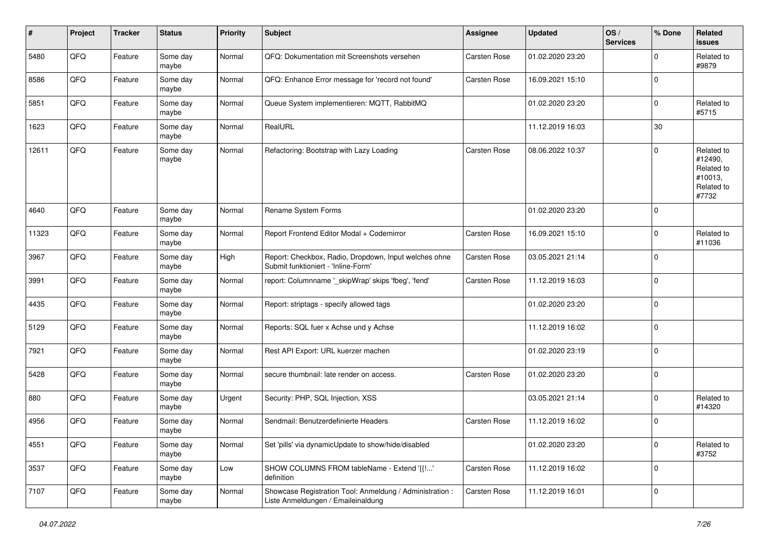| # | Project | Tracker | Status | Priority | Subject | Assignee | Updated | OS / Services | % Done | Related issues |
|---|---|---|---|---|---|---|---|---|---|---|
| 5480 | QFQ | Feature | Some day maybe | Normal | QFQ: Dokumentation mit Screenshots versehen | Carsten Rose | 01.02.2020 23:20 | | 0 | Related to #9879 |
| 8586 | QFQ | Feature | Some day maybe | Normal | QFQ: Enhance Error message for 'record not found' | Carsten Rose | 16.09.2021 15:10 | | 0 | |
| 5851 | QFQ | Feature | Some day maybe | Normal | Queue System implementieren: MQTT, RabbitMQ | | 01.02.2020 23:20 | | 0 | Related to #5715 |
| 1623 | QFQ | Feature | Some day maybe | Normal | RealURL | | 11.12.2019 16:03 | | 30 | |
| 12611 | QFQ | Feature | Some day maybe | Normal | Refactoring: Bootstrap with Lazy Loading | Carsten Rose | 08.06.2022 10:37 | | 0 | Related to #12490, Related to #10013, Related to #7732 |
| 4640 | QFQ | Feature | Some day maybe | Normal | Rename System Forms | | 01.02.2020 23:20 | | 0 | |
| 11323 | QFQ | Feature | Some day maybe | Normal | Report Frontend Editor Modal + Codemirror | Carsten Rose | 16.09.2021 15:10 | | 0 | Related to #11036 |
| 3967 | QFQ | Feature | Some day maybe | High | Report: Checkbox, Radio, Dropdown, Input welches ohne Submit funktioniert - 'Inline-Form' | Carsten Rose | 03.05.2021 21:14 | | 0 | |
| 3991 | QFQ | Feature | Some day maybe | Normal | report: Columnname '_skipWrap' skips 'fbeg', 'fend' | Carsten Rose | 11.12.2019 16:03 | | 0 | |
| 4435 | QFQ | Feature | Some day maybe | Normal | Report: striptags - specify allowed tags | | 01.02.2020 23:20 | | 0 | |
| 5129 | QFQ | Feature | Some day maybe | Normal | Reports: SQL fuer x Achse und y Achse | | 11.12.2019 16:02 | | 0 | |
| 7921 | QFQ | Feature | Some day maybe | Normal | Rest API Export: URL kuerzer machen | | 01.02.2020 23:19 | | 0 | |
| 5428 | QFQ | Feature | Some day maybe | Normal | secure thumbnail: late render on access. | Carsten Rose | 01.02.2020 23:20 | | 0 | |
| 880 | QFQ | Feature | Some day maybe | Urgent | Security: PHP, SQL Injection, XSS | | 03.05.2021 21:14 | | 0 | Related to #14320 |
| 4956 | QFQ | Feature | Some day maybe | Normal | Sendmail: Benutzerdefinierte Headers | Carsten Rose | 11.12.2019 16:02 | | 0 | |
| 4551 | QFQ | Feature | Some day maybe | Normal | Set 'pills' via dynamicUpdate to show/hide/disabled | | 01.02.2020 23:20 | | 0 | Related to #3752 |
| 3537 | QFQ | Feature | Some day maybe | Low | SHOW COLUMNS FROM tableName - Extend '{{!...' definition | Carsten Rose | 11.12.2019 16:02 | | 0 | |
| 7107 | QFQ | Feature | Some day maybe | Normal | Showcase Registration Tool: Anmeldung / Administration : Liste Anmeldungen / Emaileinaldung | Carsten Rose | 11.12.2019 16:01 | | 0 | |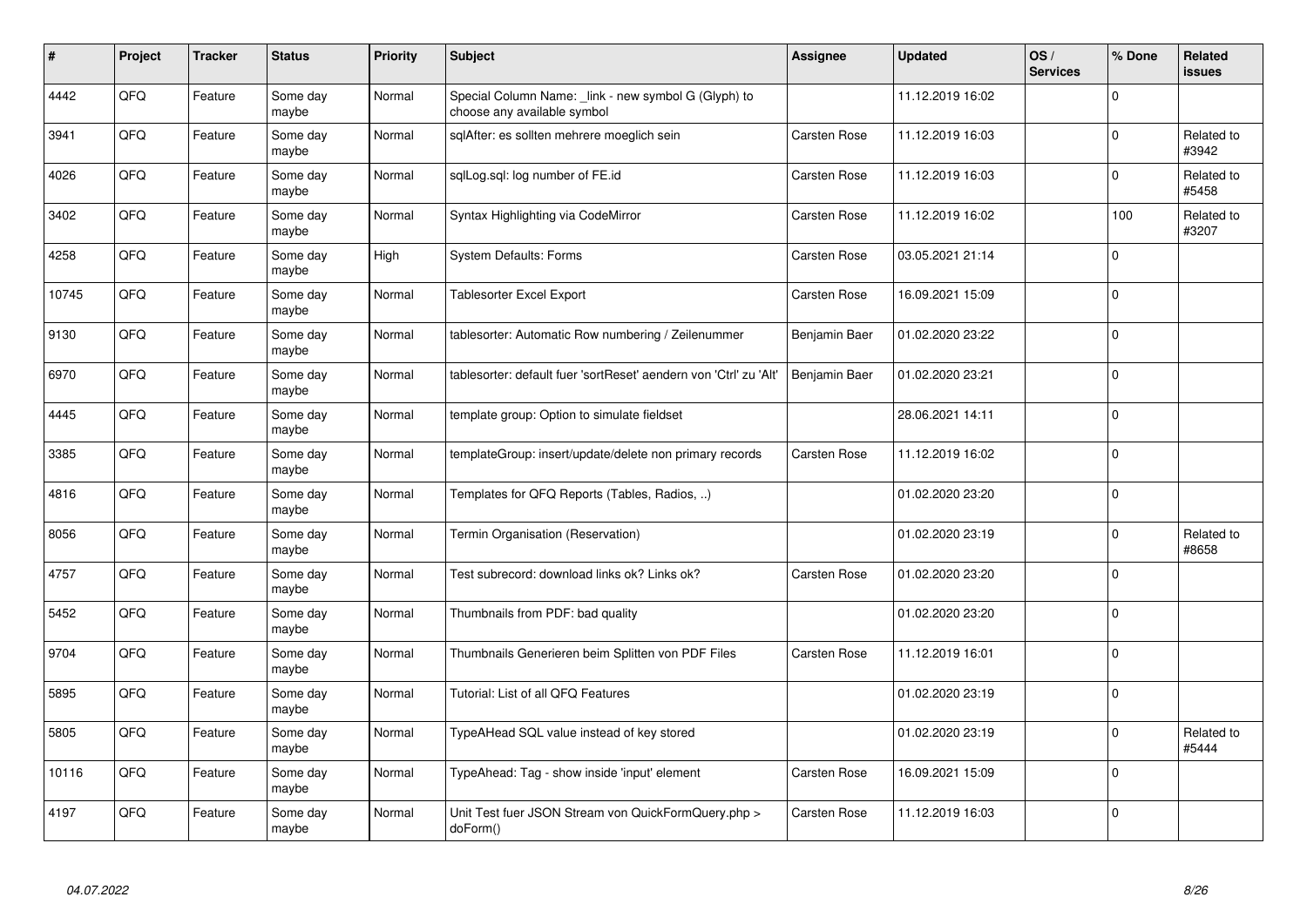| # | Project | Tracker | Status | Priority | Subject | Assignee | Updated | OS / Services | % Done | Related issues |
|---|---|---|---|---|---|---|---|---|---|---|
| 4442 | QFQ | Feature | Some day maybe | Normal | Special Column Name: _link - new symbol G (Glyph) to choose any available symbol | | 11.12.2019 16:02 | | 0 | |
| 3941 | QFQ | Feature | Some day maybe | Normal | sqlAfter: es sollten mehrere moeglich sein | Carsten Rose | 11.12.2019 16:03 | | 0 | Related to #3942 |
| 4026 | QFQ | Feature | Some day maybe | Normal | sqlLog.sql: log number of FE.id | Carsten Rose | 11.12.2019 16:03 | | 0 | Related to #5458 |
| 3402 | QFQ | Feature | Some day maybe | Normal | Syntax Highlighting via CodeMirror | Carsten Rose | 11.12.2019 16:02 | | 100 | Related to #3207 |
| 4258 | QFQ | Feature | Some day maybe | High | System Defaults: Forms | Carsten Rose | 03.05.2021 21:14 | | 0 | |
| 10745 | QFQ | Feature | Some day maybe | Normal | Tablesorter Excel Export | Carsten Rose | 16.09.2021 15:09 | | 0 | |
| 9130 | QFQ | Feature | Some day maybe | Normal | tablesorter: Automatic Row numbering / Zeilenummer | Benjamin Baer | 01.02.2020 23:22 | | 0 | |
| 6970 | QFQ | Feature | Some day maybe | Normal | tablesorter: default fuer 'sortReset' aendern von 'Ctrl' zu 'Alt' | Benjamin Baer | 01.02.2020 23:21 | | 0 | |
| 4445 | QFQ | Feature | Some day maybe | Normal | template group: Option to simulate fieldset | | 28.06.2021 14:11 | | 0 | |
| 3385 | QFQ | Feature | Some day maybe | Normal | templateGroup: insert/update/delete non primary records | Carsten Rose | 11.12.2019 16:02 | | 0 | |
| 4816 | QFQ | Feature | Some day maybe | Normal | Templates for QFQ Reports (Tables, Radios, ..) | | 01.02.2020 23:20 | | 0 | |
| 8056 | QFQ | Feature | Some day maybe | Normal | Termin Organisation (Reservation) | | 01.02.2020 23:19 | | 0 | Related to #8658 |
| 4757 | QFQ | Feature | Some day maybe | Normal | Test subrecord: download links ok? Links ok? | Carsten Rose | 01.02.2020 23:20 | | 0 | |
| 5452 | QFQ | Feature | Some day maybe | Normal | Thumbnails from PDF: bad quality | | 01.02.2020 23:20 | | 0 | |
| 9704 | QFQ | Feature | Some day maybe | Normal | Thumbnails Generieren beim Splitten von PDF Files | Carsten Rose | 11.12.2019 16:01 | | 0 | |
| 5895 | QFQ | Feature | Some day maybe | Normal | Tutorial: List of all QFQ Features | | 01.02.2020 23:19 | | 0 | |
| 5805 | QFQ | Feature | Some day maybe | Normal | TypeAHead SQL value instead of key stored | | 01.02.2020 23:19 | | 0 | Related to #5444 |
| 10116 | QFQ | Feature | Some day maybe | Normal | TypeAhead: Tag - show inside 'input' element | Carsten Rose | 16.09.2021 15:09 | | 0 | |
| 4197 | QFQ | Feature | Some day maybe | Normal | Unit Test fuer JSON Stream von QuickFormQuery.php > doForm() | Carsten Rose | 11.12.2019 16:03 | | 0 | |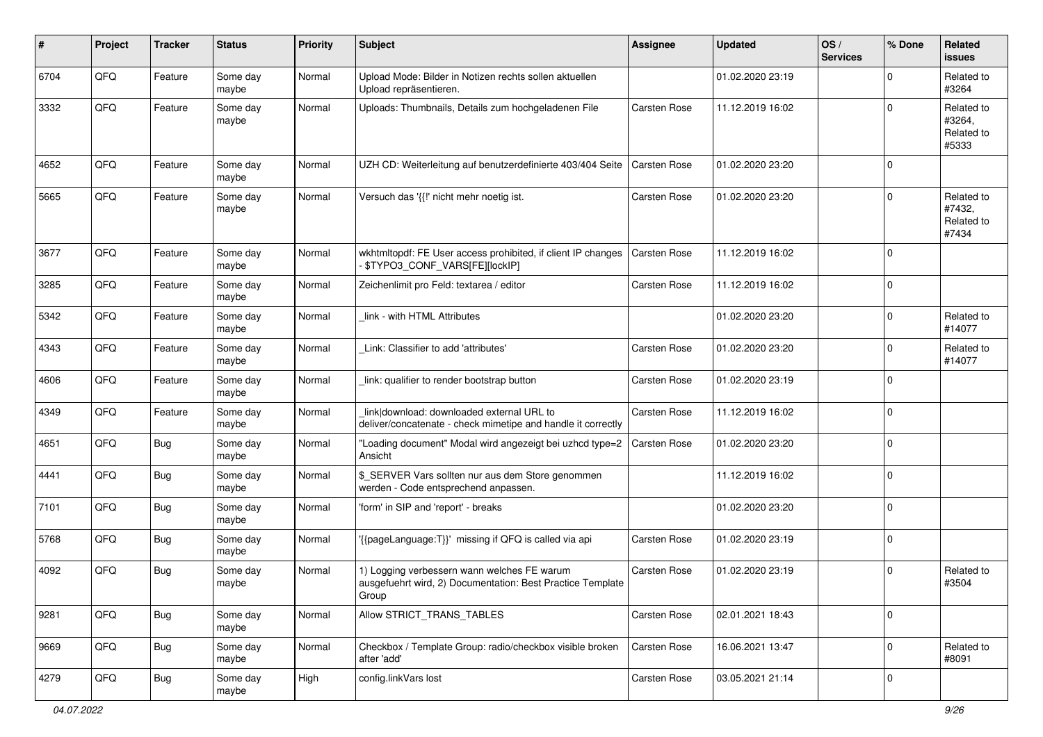| # | Project | Tracker | Status | Priority | Subject | Assignee | Updated | OS / Services | % Done | Related issues |
|---|---|---|---|---|---|---|---|---|---|---|
| 6704 | QFQ | Feature | Some day maybe | Normal | Upload Mode: Bilder in Notizen rechts sollen aktuellen Upload repräsentieren. | | 01.02.2020 23:19 | | 0 | Related to #3264 |
| 3332 | QFQ | Feature | Some day maybe | Normal | Uploads: Thumbnails, Details zum hochgeladenen File | Carsten Rose | 11.12.2019 16:02 | | 0 | Related to #3264, Related to #5333 |
| 4652 | QFQ | Feature | Some day maybe | Normal | UZH CD: Weiterleitung auf benutzerdefinierte 403/404 Seite | Carsten Rose | 01.02.2020 23:20 | | 0 | |
| 5665 | QFQ | Feature | Some day maybe | Normal | Versuch das '{{!' nicht mehr noetig ist. | Carsten Rose | 01.02.2020 23:20 | | 0 | Related to #7432, Related to #7434 |
| 3677 | QFQ | Feature | Some day maybe | Normal | wkhtmltopdf: FE User access prohibited, if client IP changes - $TYPO3_CONF_VARS[FE][lockIP] | Carsten Rose | 11.12.2019 16:02 | | 0 | |
| 3285 | QFQ | Feature | Some day maybe | Normal | Zeichenlimit pro Feld: textarea / editor | Carsten Rose | 11.12.2019 16:02 | | 0 | |
| 5342 | QFQ | Feature | Some day maybe | Normal | _link - with HTML Attributes | | 01.02.2020 23:20 | | 0 | Related to #14077 |
| 4343 | QFQ | Feature | Some day maybe | Normal | _Link: Classifier to add 'attributes' | Carsten Rose | 01.02.2020 23:20 | | 0 | Related to #14077 |
| 4606 | QFQ | Feature | Some day maybe | Normal | _link: qualifier to render bootstrap button | Carsten Rose | 01.02.2020 23:19 | | 0 | |
| 4349 | QFQ | Feature | Some day maybe | Normal | _link\|download: downloaded external URL to deliver/concatenate - check mimetipe and handle it correctly | Carsten Rose | 11.12.2019 16:02 | | 0 | |
| 4651 | QFQ | Bug | Some day maybe | Normal | "Loading document" Modal wird angezeigt bei uzhcd type=2 Ansicht | Carsten Rose | 01.02.2020 23:20 | | 0 | |
| 4441 | QFQ | Bug | Some day maybe | Normal | $_SERVER Vars sollten nur aus dem Store genommen werden - Code entsprechend anpassen. | | 11.12.2019 16:02 | | 0 | |
| 7101 | QFQ | Bug | Some day maybe | Normal | 'form' in SIP and 'report' - breaks | | 01.02.2020 23:20 | | 0 | |
| 5768 | QFQ | Bug | Some day maybe | Normal | '{{pageLanguage:T}}' missing if QFQ is called via api | Carsten Rose | 01.02.2020 23:19 | | 0 | |
| 4092 | QFQ | Bug | Some day maybe | Normal | 1) Logging verbessern wann welches FE warum ausgefuehrt wird, 2) Documentation: Best Practice Template Group | Carsten Rose | 01.02.2020 23:19 | | 0 | Related to #3504 |
| 9281 | QFQ | Bug | Some day maybe | Normal | Allow STRICT_TRANS_TABLES | Carsten Rose | 02.01.2021 18:43 | | 0 | |
| 9669 | QFQ | Bug | Some day maybe | Normal | Checkbox / Template Group: radio/checkbox visible broken after 'add' | Carsten Rose | 16.06.2021 13:47 | | 0 | Related to #8091 |
| 4279 | QFQ | Bug | Some day maybe | High | config.linkVars lost | Carsten Rose | 03.05.2021 21:14 | | 0 | |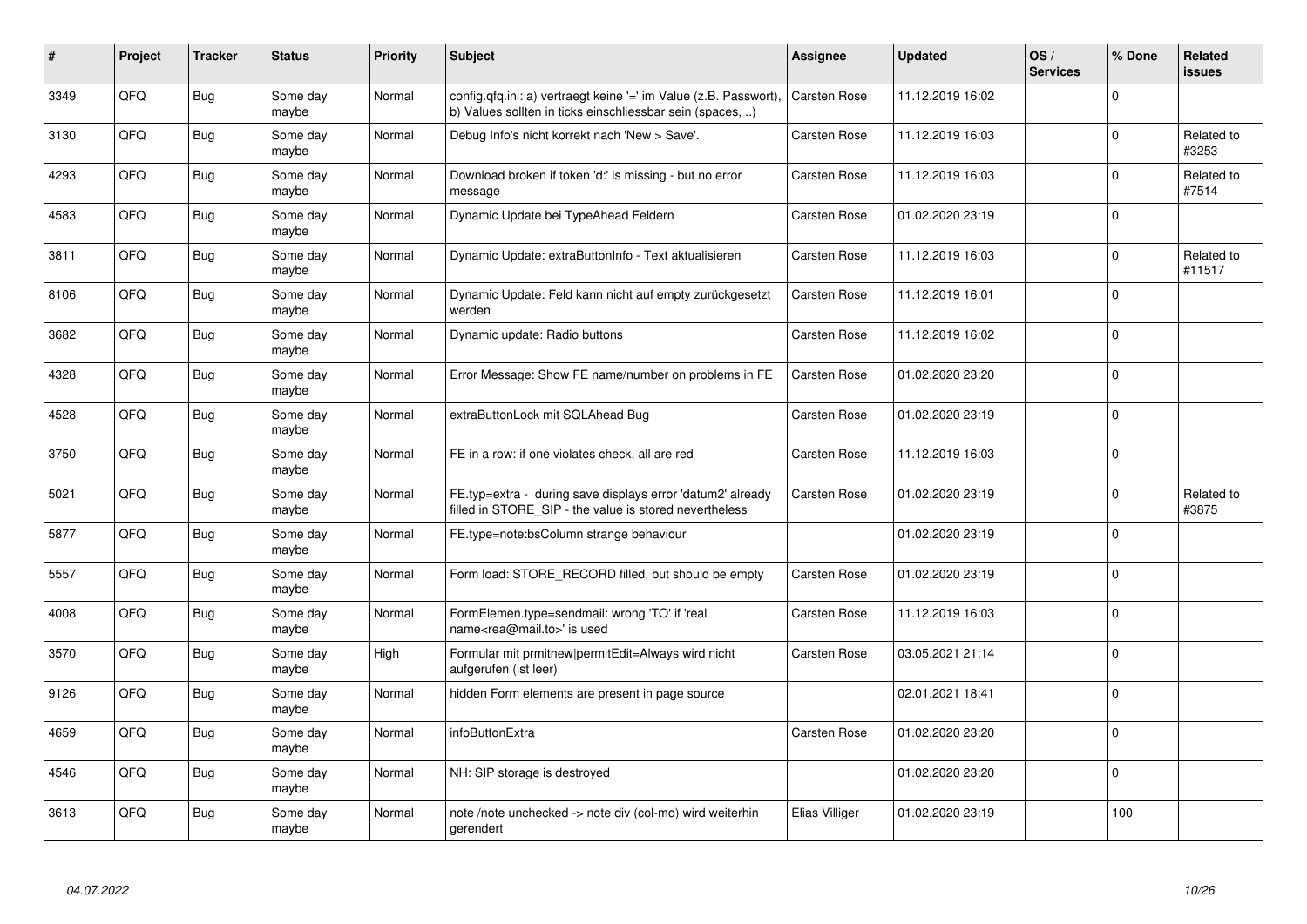| # | Project | Tracker | Status | Priority | Subject | Assignee | Updated | OS / Services | % Done | Related issues |
|---|---|---|---|---|---|---|---|---|---|---|
| 3349 | QFQ | Bug | Some day maybe | Normal | config.qfq.ini: a) vertraegt keine '=' im Value (z.B. Passwort), b) Values sollten in ticks einschliessbar sein (spaces, ..) | Carsten Rose | 11.12.2019 16:02 | | 0 | |
| 3130 | QFQ | Bug | Some day maybe | Normal | Debug Info's nicht korrekt nach 'New > Save'. | Carsten Rose | 11.12.2019 16:03 | | 0 | Related to #3253 |
| 4293 | QFQ | Bug | Some day maybe | Normal | Download broken if token 'd:' is missing - but no error message | Carsten Rose | 11.12.2019 16:03 | | 0 | Related to #7514 |
| 4583 | QFQ | Bug | Some day maybe | Normal | Dynamic Update bei TypeAhead Feldern | Carsten Rose | 01.02.2020 23:19 | | 0 | |
| 3811 | QFQ | Bug | Some day maybe | Normal | Dynamic Update: extraButtonInfo - Text aktualisieren | Carsten Rose | 11.12.2019 16:03 | | 0 | Related to #11517 |
| 8106 | QFQ | Bug | Some day maybe | Normal | Dynamic Update: Feld kann nicht auf empty zurückgesetzt werden | Carsten Rose | 11.12.2019 16:01 | | 0 | |
| 3682 | QFQ | Bug | Some day maybe | Normal | Dynamic update: Radio buttons | Carsten Rose | 11.12.2019 16:02 | | 0 | |
| 4328 | QFQ | Bug | Some day maybe | Normal | Error Message: Show FE name/number on problems in FE | Carsten Rose | 01.02.2020 23:20 | | 0 | |
| 4528 | QFQ | Bug | Some day maybe | Normal | extraButtonLock mit SQLAhead Bug | Carsten Rose | 01.02.2020 23:19 | | 0 | |
| 3750 | QFQ | Bug | Some day maybe | Normal | FE in a row: if one violates check, all are red | Carsten Rose | 11.12.2019 16:03 | | 0 | |
| 5021 | QFQ | Bug | Some day maybe | Normal | FE.typ=extra - during save displays error 'datum2' already filled in STORE_SIP - the value is stored nevertheless | Carsten Rose | 01.02.2020 23:19 | | 0 | Related to #3875 |
| 5877 | QFQ | Bug | Some day maybe | Normal | FE.type=note:bsColumn strange behaviour | | 01.02.2020 23:19 | | 0 | |
| 5557 | QFQ | Bug | Some day maybe | Normal | Form load: STORE_RECORD filled, but should be empty | Carsten Rose | 01.02.2020 23:19 | | 0 | |
| 4008 | QFQ | Bug | Some day maybe | Normal | FormElemen.type=sendmail: wrong 'TO' if 'real name<rea@mail.to>' is used | Carsten Rose | 11.12.2019 16:03 | | 0 | |
| 3570 | QFQ | Bug | Some day maybe | High | Formular mit prmitnew\|permitEdit=Always wird nicht aufgerufen (ist leer) | Carsten Rose | 03.05.2021 21:14 | | 0 | |
| 9126 | QFQ | Bug | Some day maybe | Normal | hidden Form elements are present in page source | | 02.01.2021 18:41 | | 0 | |
| 4659 | QFQ | Bug | Some day maybe | Normal | infoButtonExtra | Carsten Rose | 01.02.2020 23:20 | | 0 | |
| 4546 | QFQ | Bug | Some day maybe | Normal | NH: SIP storage is destroyed | | 01.02.2020 23:20 | | 0 | |
| 3613 | QFQ | Bug | Some day maybe | Normal | note /note unchecked -> note div (col-md) wird weiterhin gerendert | Elias Villiger | 01.02.2020 23:19 | | 100 | |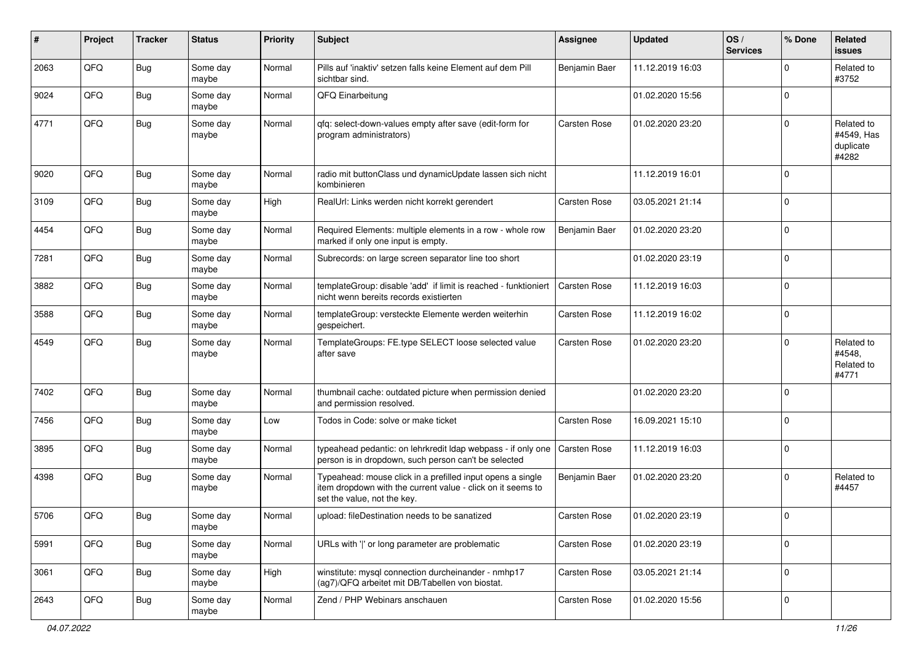| # | Project | Tracker | Status | Priority | Subject | Assignee | Updated | OS / Services | % Done | Related issues |
|---|---|---|---|---|---|---|---|---|---|---|
| 2063 | QFQ | Bug | Some day maybe | Normal | Pills auf 'inaktiv' setzen falls keine Element auf dem Pill sichtbar sind. | Benjamin Baer | 11.12.2019 16:03 | | 0 | Related to #3752 |
| 9024 | QFQ | Bug | Some day maybe | Normal | QFQ Einarbeitung | | 01.02.2020 15:56 | | 0 | |
| 4771 | QFQ | Bug | Some day maybe | Normal | qfq: select-down-values empty after save (edit-form for program administrators) | Carsten Rose | 01.02.2020 23:20 | | 0 | Related to #4549, Has duplicate #4282 |
| 9020 | QFQ | Bug | Some day maybe | Normal | radio mit buttonClass und dynamicUpdate lassen sich nicht kombinieren | | 11.12.2019 16:01 | | 0 | |
| 3109 | QFQ | Bug | Some day maybe | High | RealUrl: Links werden nicht korrekt gerendert | Carsten Rose | 03.05.2021 21:14 | | 0 | |
| 4454 | QFQ | Bug | Some day maybe | Normal | Required Elements: multiple elements in a row - whole row marked if only one input is empty. | Benjamin Baer | 01.02.2020 23:20 | | 0 | |
| 7281 | QFQ | Bug | Some day maybe | Normal | Subrecords: on large screen separator line too short | | 01.02.2020 23:19 | | 0 | |
| 3882 | QFQ | Bug | Some day maybe | Normal | templateGroup: disable 'add' if limit is reached - funktioniert nicht wenn bereits records existierten | Carsten Rose | 11.12.2019 16:03 | | 0 | |
| 3588 | QFQ | Bug | Some day maybe | Normal | templateGroup: versteckte Elemente werden weiterhin gespeichert. | Carsten Rose | 11.12.2019 16:02 | | 0 | |
| 4549 | QFQ | Bug | Some day maybe | Normal | TemplateGroups: FE.type SELECT loose selected value after save | Carsten Rose | 01.02.2020 23:20 | | 0 | Related to #4548, Related to #4771 |
| 7402 | QFQ | Bug | Some day maybe | Normal | thumbnail cache: outdated picture when permission denied and permission resolved. | | 01.02.2020 23:20 | | 0 | |
| 7456 | QFQ | Bug | Some day maybe | Low | Todos in Code: solve or make ticket | Carsten Rose | 16.09.2021 15:10 | | 0 | |
| 3895 | QFQ | Bug | Some day maybe | Normal | typeahead pedantic: on lehrkredit ldap webpass - if only one person is in dropdown, such person can't be selected | Carsten Rose | 11.12.2019 16:03 | | 0 | |
| 4398 | QFQ | Bug | Some day maybe | Normal | Typeahead: mouse click in a prefilled input opens a single item dropdown with the current value - click on it seems to set the value, not the key. | Benjamin Baer | 01.02.2020 23:20 | | 0 | Related to #4457 |
| 5706 | QFQ | Bug | Some day maybe | Normal | upload: fileDestination needs to be sanatized | Carsten Rose | 01.02.2020 23:19 | | 0 | |
| 5991 | QFQ | Bug | Some day maybe | Normal | URLs with '\|' or long parameter are problematic | Carsten Rose | 01.02.2020 23:19 | | 0 | |
| 3061 | QFQ | Bug | Some day maybe | High | winstitute: mysql connection durcheinander - nmhp17 (ag7)/QFQ arbeitet mit DB/Tabellen von biostat. | Carsten Rose | 03.05.2021 21:14 | | 0 | |
| 2643 | QFQ | Bug | Some day maybe | Normal | Zend / PHP Webinars anschauen | Carsten Rose | 01.02.2020 15:56 | | 0 | |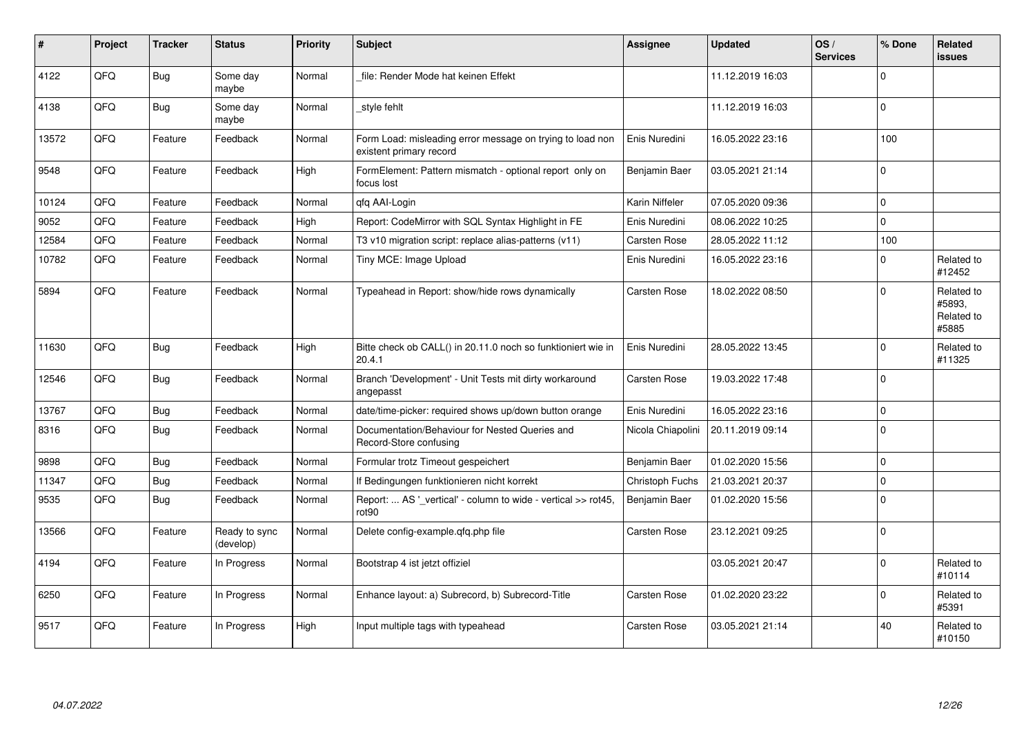| # | Project | Tracker | Status | Priority | Subject | Assignee | Updated | OS / Services | % Done | Related issues |
|---|---|---|---|---|---|---|---|---|---|---|
| 4122 | QFO | Bug | Some day maybe | Normal | _file: Render Mode hat keinen Effekt | | 11.12.2019 16:03 | | 0 | |
| 4138 | QFO | Bug | Some day maybe | Normal | _style fehlt | | 11.12.2019 16:03 | | 0 | |
| 13572 | QFO | Feature | Feedback | Normal | Form Load: misleading error message on trying to load non existent primary record | Enis Nuredini | 16.05.2022 23:16 | | 100 | |
| 9548 | QFO | Feature | Feedback | High | FormElement: Pattern mismatch - optional report only on focus lost | Benjamin Baer | 03.05.2021 21:14 | | 0 | |
| 10124 | QFO | Feature | Feedback | Normal | qfq AAI-Login | Karin Niffeler | 07.05.2020 09:36 | | 0 | |
| 9052 | QFO | Feature | Feedback | High | Report: CodeMirror with SQL Syntax Highlight in FE | Enis Nuredini | 08.06.2022 10:25 | | 0 | |
| 12584 | QFO | Feature | Feedback | Normal | T3 v10 migration script: replace alias-patterns (v11) | Carsten Rose | 28.05.2022 11:12 | | 100 | |
| 10782 | QFO | Feature | Feedback | Normal | Tiny MCE: Image Upload | Enis Nuredini | 16.05.2022 23:16 | | 0 | Related to #12452 |
| 5894 | QFO | Feature | Feedback | Normal | Typeahead in Report: show/hide rows dynamically | Carsten Rose | 18.02.2022 08:50 | | 0 | Related to #5893, Related to #5885 |
| 11630 | QFO | Bug | Feedback | High | Bitte check ob CALL() in 20.11.0 noch so funktioniert wie in 20.4.1 | Enis Nuredini | 28.05.2022 13:45 | | 0 | Related to #11325 |
| 12546 | QFO | Bug | Feedback | Normal | Branch 'Development' - Unit Tests mit dirty workaround angepasst | Carsten Rose | 19.03.2022 17:48 | | 0 | |
| 13767 | QFO | Bug | Feedback | Normal | date/time-picker: required shows up/down button orange | Enis Nuredini | 16.05.2022 23:16 | | 0 | |
| 8316 | QFO | Bug | Feedback | Normal | Documentation/Behaviour for Nested Queries and Record-Store confusing | Nicola Chiapolini | 20.11.2019 09:14 | | 0 | |
| 9898 | QFO | Bug | Feedback | Normal | Formular trotz Timeout gespeichert | Benjamin Baer | 01.02.2020 15:56 | | 0 | |
| 11347 | QFO | Bug | Feedback | Normal | If Bedingungen funktionieren nicht korrekt | Christoph Fuchs | 21.03.2021 20:37 | | 0 | |
| 9535 | QFO | Bug | Feedback | Normal | Report: ... AS '_vertical' - column to wide - vertical >> rot45, rot90 | Benjamin Baer | 01.02.2020 15:56 | | 0 | |
| 13566 | QFO | Feature | Ready to sync (develop) | Normal | Delete config-example.qfq.php file | Carsten Rose | 23.12.2021 09:25 | | 0 | |
| 4194 | QFO | Feature | In Progress | Normal | Bootstrap 4 ist jetzt offiziel | | 03.05.2021 20:47 | | 0 | Related to #10114 |
| 6250 | QFO | Feature | In Progress | Normal | Enhance layout: a) Subrecord, b) Subrecord-Title | Carsten Rose | 01.02.2020 23:22 | | 0 | Related to #5391 |
| 9517 | QFO | Feature | In Progress | High | Input multiple tags with typeahead | Carsten Rose | 03.05.2021 21:14 | | 40 | Related to #10150 |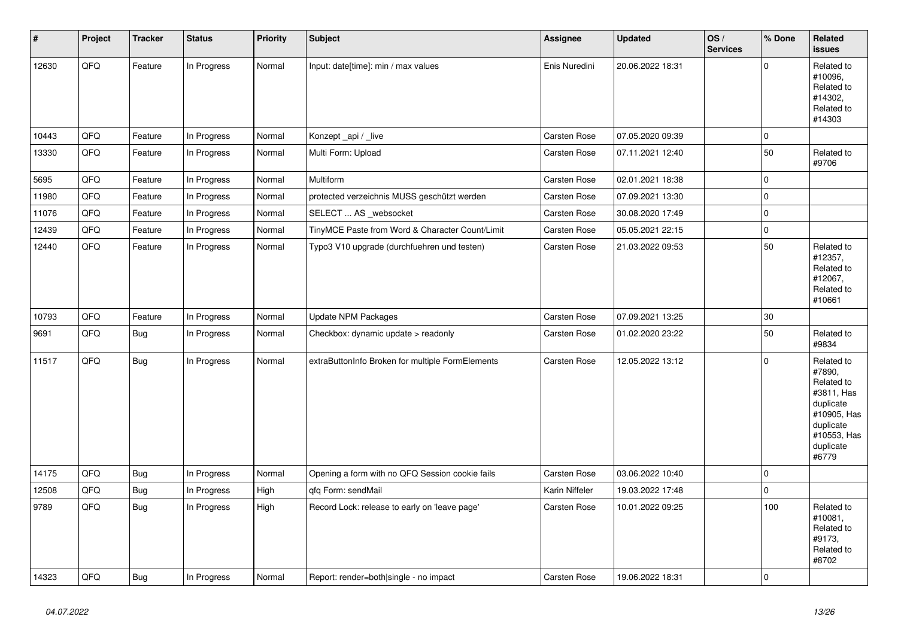| # | Project | Tracker | Status | Priority | Subject | Assignee | Updated | OS / Services | % Done | Related issues |
|---|---|---|---|---|---|---|---|---|---|---|
| 12630 | QFQ | Feature | In Progress | Normal | Input: date[time]: min / max values | Enis Nuredini | 20.06.2022 18:31 | | 0 | Related to #10096, Related to #14302, Related to #14303 |
| 10443 | QFQ | Feature | In Progress | Normal | Konzept _api / _live | Carsten Rose | 07.05.2020 09:39 | | 0 | |
| 13330 | QFQ | Feature | In Progress | Normal | Multi Form: Upload | Carsten Rose | 07.11.2021 12:40 | | 50 | Related to #9706 |
| 5695 | QFQ | Feature | In Progress | Normal | Multiform | Carsten Rose | 02.01.2021 18:38 | | 0 | |
| 11980 | QFQ | Feature | In Progress | Normal | protected verzeichnis MUSS geschützt werden | Carsten Rose | 07.09.2021 13:30 | | 0 | |
| 11076 | QFQ | Feature | In Progress | Normal | SELECT ... AS _websocket | Carsten Rose | 30.08.2020 17:49 | | 0 | |
| 12439 | QFQ | Feature | In Progress | Normal | TinyMCE Paste from Word & Character Count/Limit | Carsten Rose | 05.05.2021 22:15 | | 0 | |
| 12440 | QFQ | Feature | In Progress | Normal | Typo3 V10 upgrade (durchfuehren und testen) | Carsten Rose | 21.03.2022 09:53 | | 50 | Related to #12357, Related to #12067, Related to #10661 |
| 10793 | QFQ | Feature | In Progress | Normal | Update NPM Packages | Carsten Rose | 07.09.2021 13:25 | | 30 | |
| 9691 | QFQ | Bug | In Progress | Normal | Checkbox: dynamic update > readonly | Carsten Rose | 01.02.2020 23:22 | | 50 | Related to #9834 |
| 11517 | QFQ | Bug | In Progress | Normal | extraButtonInfo Broken for multiple FormElements | Carsten Rose | 12.05.2022 13:12 | | 0 | Related to #7890, Related to #3811, Has duplicate #10905, Has duplicate #10553, Has duplicate #6779 |
| 14175 | QFQ | Bug | In Progress | Normal | Opening a form with no QFQ Session cookie fails | Carsten Rose | 03.06.2022 10:40 | | 0 | |
| 12508 | QFQ | Bug | In Progress | High | qfq Form: sendMail | Karin Niffeler | 19.03.2022 17:48 | | 0 | |
| 9789 | QFQ | Bug | In Progress | High | Record Lock: release to early on 'leave page' | Carsten Rose | 10.01.2022 09:25 | | 100 | Related to #10081, Related to #9173, Related to #8702 |
| 14323 | QFQ | Bug | In Progress | Normal | Report: render=both\|single - no impact | Carsten Rose | 19.06.2022 18:31 | | 0 | |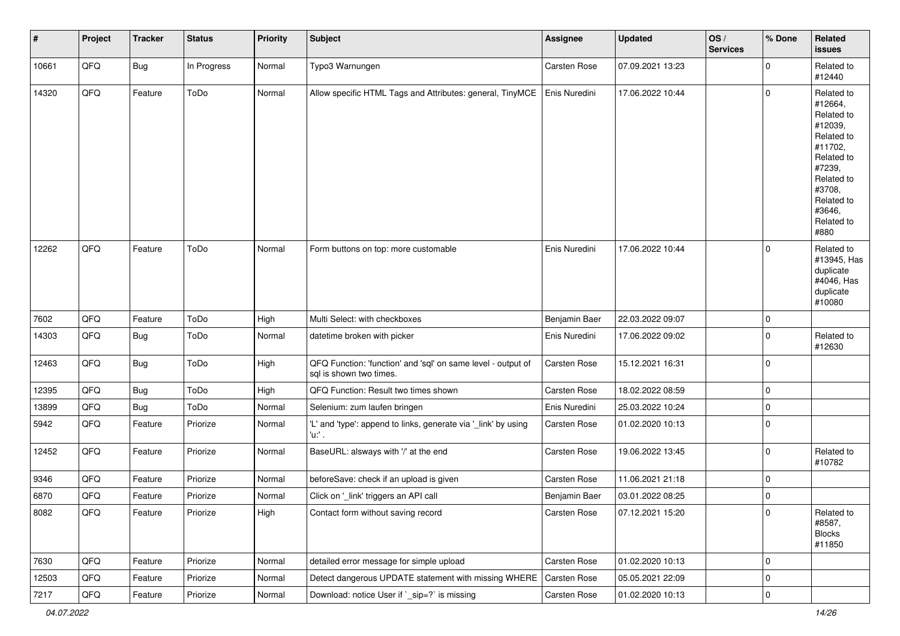| # | Project | Tracker | Status | Priority | Subject | Assignee | Updated | OS / Services | % Done | Related issues |
|---|---|---|---|---|---|---|---|---|---|---|
| 10661 | QFQ | Bug | In Progress | Normal | Typo3 Warnungen | Carsten Rose | 07.09.2021 13:23 | | 0 | Related to #12440 |
| 14320 | QFQ | Feature | ToDo | Normal | Allow specific HTML Tags and Attributes: general, TinyMCE | Enis Nuredini | 17.06.2022 10:44 | | 0 | Related to #12664, Related to #12039, Related to #11702, Related to #7239, Related to #3708, Related to #3646, Related to #880 |
| 12262 | QFQ | Feature | ToDo | Normal | Form buttons on top: more customable | Enis Nuredini | 17.06.2022 10:44 | | 0 | Related to #13945, Has duplicate #4046, Has duplicate #10080 |
| 7602 | QFQ | Feature | ToDo | High | Multi Select: with checkboxes | Benjamin Baer | 22.03.2022 09:07 | | 0 | |
| 14303 | QFQ | Bug | ToDo | Normal | datetime broken with picker | Enis Nuredini | 17.06.2022 09:02 | | 0 | Related to #12630 |
| 12463 | QFQ | Bug | ToDo | High | QFQ Function: 'function' and 'sql' on same level - output of sql is shown two times. | Carsten Rose | 15.12.2021 16:31 | | 0 | |
| 12395 | QFQ | Bug | ToDo | High | QFQ Function: Result two times shown | Carsten Rose | 18.02.2022 08:59 | | 0 | |
| 13899 | QFQ | Bug | ToDo | Normal | Selenium: zum laufen bringen | Enis Nuredini | 25.03.2022 10:24 | | 0 | |
| 5942 | QFQ | Feature | Priorize | Normal | 'L' and 'type': append to links, generate via '_link' by using 'u:' . | Carsten Rose | 01.02.2020 10:13 | | 0 | |
| 12452 | QFQ | Feature | Priorize | Normal | BaseURL: alsways with '/' at the end | Carsten Rose | 19.06.2022 13:45 | | 0 | Related to #10782 |
| 9346 | QFQ | Feature | Priorize | Normal | beforeSave: check if an upload is given | Carsten Rose | 11.06.2021 21:18 | | 0 | |
| 6870 | QFQ | Feature | Priorize | Normal | Click on '_link' triggers an API call | Benjamin Baer | 03.01.2022 08:25 | | 0 | |
| 8082 | QFQ | Feature | Priorize | High | Contact form without saving record | Carsten Rose | 07.12.2021 15:20 | | 0 | Related to #8587, Blocks #11850 |
| 7630 | QFQ | Feature | Priorize | Normal | detailed error message for simple upload | Carsten Rose | 01.02.2020 10:13 | | 0 | |
| 12503 | QFQ | Feature | Priorize | Normal | Detect dangerous UPDATE statement with missing WHERE | Carsten Rose | 05.05.2021 22:09 | | 0 | |
| 7217 | QFQ | Feature | Priorize | Normal | Download: notice User if `_sip=?` is missing | Carsten Rose | 01.02.2020 10:13 | | 0 | |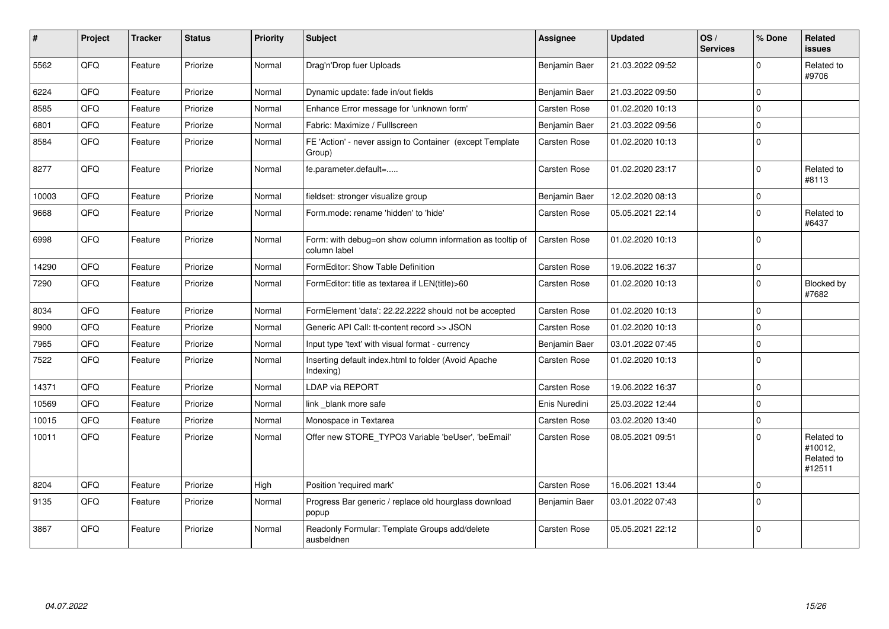| # | Project | Tracker | Status | Priority | Subject | Assignee | Updated | OS / Services | % Done | Related issues |
|---|---|---|---|---|---|---|---|---|---|---|
| 5562 | QFQ | Feature | Priorize | Normal | Drag'n'Drop fuer Uploads | Benjamin Baer | 21.03.2022 09:52 | | 0 | Related to #9706 |
| 6224 | QFQ | Feature | Priorize | Normal | Dynamic update: fade in/out fields | Benjamin Baer | 21.03.2022 09:50 | | 0 | |
| 8585 | QFQ | Feature | Priorize | Normal | Enhance Error message for 'unknown form' | Carsten Rose | 01.02.2020 10:13 | | 0 | |
| 6801 | QFQ | Feature | Priorize | Normal | Fabric: Maximize / Fulllscreen | Benjamin Baer | 21.03.2022 09:56 | | 0 | |
| 8584 | QFQ | Feature | Priorize | Normal | FE 'Action' - never assign to Container (except Template Group) | Carsten Rose | 01.02.2020 10:13 | | 0 | |
| 8277 | QFQ | Feature | Priorize | Normal | fe.parameter.default=..... | Carsten Rose | 01.02.2020 23:17 | | 0 | Related to #8113 |
| 10003 | QFQ | Feature | Priorize | Normal | fieldset: stronger visualize group | Benjamin Baer | 12.02.2020 08:13 | | 0 | |
| 9668 | QFQ | Feature | Priorize | Normal | Form.mode: rename 'hidden' to 'hide' | Carsten Rose | 05.05.2021 22:14 | | 0 | Related to #6437 |
| 6998 | QFQ | Feature | Priorize | Normal | Form: with debug=on show column information as tooltip of column label | Carsten Rose | 01.02.2020 10:13 | | 0 | |
| 14290 | QFQ | Feature | Priorize | Normal | FormEditor: Show Table Definition | Carsten Rose | 19.06.2022 16:37 | | 0 | |
| 7290 | QFQ | Feature | Priorize | Normal | FormEditor: title as textarea if LEN(title)>60 | Carsten Rose | 01.02.2020 10:13 | | 0 | Blocked by #7682 |
| 8034 | QFQ | Feature | Priorize | Normal | FormElement 'data': 22.22.2222 should not be accepted | Carsten Rose | 01.02.2020 10:13 | | 0 | |
| 9900 | QFQ | Feature | Priorize | Normal | Generic API Call: tt-content record >> JSON | Carsten Rose | 01.02.2020 10:13 | | 0 | |
| 7965 | QFQ | Feature | Priorize | Normal | Input type 'text' with visual format - currency | Benjamin Baer | 03.01.2022 07:45 | | 0 | |
| 7522 | QFQ | Feature | Priorize | Normal | Inserting default index.html to folder (Avoid Apache Indexing) | Carsten Rose | 01.02.2020 10:13 | | 0 | |
| 14371 | QFQ | Feature | Priorize | Normal | LDAP via REPORT | Carsten Rose | 19.06.2022 16:37 | | 0 | |
| 10569 | QFQ | Feature | Priorize | Normal | link _blank more safe | Enis Nuredini | 25.03.2022 12:44 | | 0 | |
| 10015 | QFQ | Feature | Priorize | Normal | Monospace in Textarea | Carsten Rose | 03.02.2020 13:40 | | 0 | |
| 10011 | QFQ | Feature | Priorize | Normal | Offer new STORE_TYPO3 Variable 'beUser', 'beEmail' | Carsten Rose | 08.05.2021 09:51 | | 0 | Related to #10012, Related to #12511 |
| 8204 | QFQ | Feature | Priorize | High | Position 'required mark' | Carsten Rose | 16.06.2021 13:44 | | 0 | |
| 9135 | QFQ | Feature | Priorize | Normal | Progress Bar generic / replace old hourglass download popup | Benjamin Baer | 03.01.2022 07:43 | | 0 | |
| 3867 | QFQ | Feature | Priorize | Normal | Readonly Formular: Template Groups add/delete ausbeldnen | Carsten Rose | 05.05.2021 22:12 | | 0 | |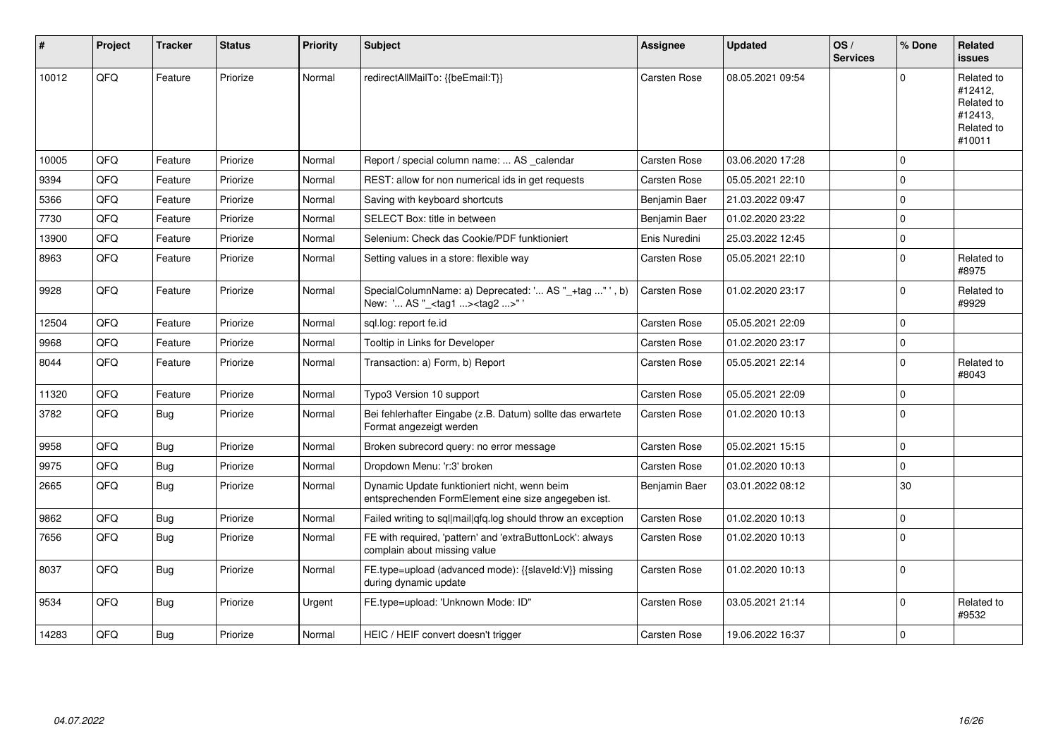| # | Project | Tracker | Status | Priority | Subject | Assignee | Updated | OS / Services | % Done | Related issues |
|---|---|---|---|---|---|---|---|---|---|---|
| 10012 | QFQ | Feature | Priorize | Normal | redirectAllMailTo: {{beEmail:T}} | Carsten Rose | 08.05.2021 09:54 | | 0 | Related to #12412, Related to #12413, Related to #10011 |
| 10005 | QFQ | Feature | Priorize | Normal | Report / special column name: ... AS _calendar | Carsten Rose | 03.06.2020 17:28 | | 0 | |
| 9394 | QFQ | Feature | Priorize | Normal | REST: allow for non numerical ids in get requests | Carsten Rose | 05.05.2021 22:10 | | 0 | |
| 5366 | QFQ | Feature | Priorize | Normal | Saving with keyboard shortcuts | Benjamin Baer | 21.03.2022 09:47 | | 0 | |
| 7730 | QFQ | Feature | Priorize | Normal | SELECT Box: title in between | Benjamin Baer | 01.02.2020 23:22 | | 0 | |
| 13900 | QFQ | Feature | Priorize | Normal | Selenium: Check das Cookie/PDF funktioniert | Enis Nuredini | 25.03.2022 12:45 | | 0 | |
| 8963 | QFQ | Feature | Priorize | Normal | Setting values in a store: flexible way | Carsten Rose | 05.05.2021 22:10 | | 0 | Related to #8975 |
| 9928 | QFQ | Feature | Priorize | Normal | SpecialColumnName: a) Deprecated: '... AS "_+tag ..." ', b) New: '... AS "_<tag1 ...><tag2 ...>" ' | Carsten Rose | 01.02.2020 23:17 | | 0 | Related to #9929 |
| 12504 | QFQ | Feature | Priorize | Normal | sql.log: report fe.id | Carsten Rose | 05.05.2021 22:09 | | 0 | |
| 9968 | QFQ | Feature | Priorize | Normal | Tooltip in Links for Developer | Carsten Rose | 01.02.2020 23:17 | | 0 | |
| 8044 | QFQ | Feature | Priorize | Normal | Transaction: a) Form, b) Report | Carsten Rose | 05.05.2021 22:14 | | 0 | Related to #8043 |
| 11320 | QFQ | Feature | Priorize | Normal | Typo3 Version 10 support | Carsten Rose | 05.05.2021 22:09 | | 0 | |
| 3782 | QFQ | Bug | Priorize | Normal | Bei fehlerhafter Eingabe (z.B. Datum) sollte das erwartete Format angezeigt werden | Carsten Rose | 01.02.2020 10:13 | | 0 | |
| 9958 | QFQ | Bug | Priorize | Normal | Broken subrecord query: no error message | Carsten Rose | 05.02.2021 15:15 | | 0 | |
| 9975 | QFQ | Bug | Priorize | Normal | Dropdown Menu: 'r:3' broken | Carsten Rose | 01.02.2020 10:13 | | 0 | |
| 2665 | QFQ | Bug | Priorize | Normal | Dynamic Update funktioniert nicht, wenn beim entsprechenden FormElement eine size angegeben ist. | Benjamin Baer | 03.01.2022 08:12 | | 30 | |
| 9862 | QFQ | Bug | Priorize | Normal | Failed writing to sql\|mail\|qfq.log should throw an exception | Carsten Rose | 01.02.2020 10:13 | | 0 | |
| 7656 | QFQ | Bug | Priorize | Normal | FE with required, 'pattern' and 'extraButtonLock': always complain about missing value | Carsten Rose | 01.02.2020 10:13 | | 0 | |
| 8037 | QFQ | Bug | Priorize | Normal | FE.type=upload (advanced mode): {{slaveId:V}} missing during dynamic update | Carsten Rose | 01.02.2020 10:13 | | 0 | |
| 9534 | QFQ | Bug | Priorize | Urgent | FE.type=upload: 'Unknown Mode: ID" | Carsten Rose | 03.05.2021 21:14 | | 0 | Related to #9532 |
| 14283 | QFQ | Bug | Priorize | Normal | HEIC / HEIF convert doesn't trigger | Carsten Rose | 19.06.2022 16:37 | | 0 | |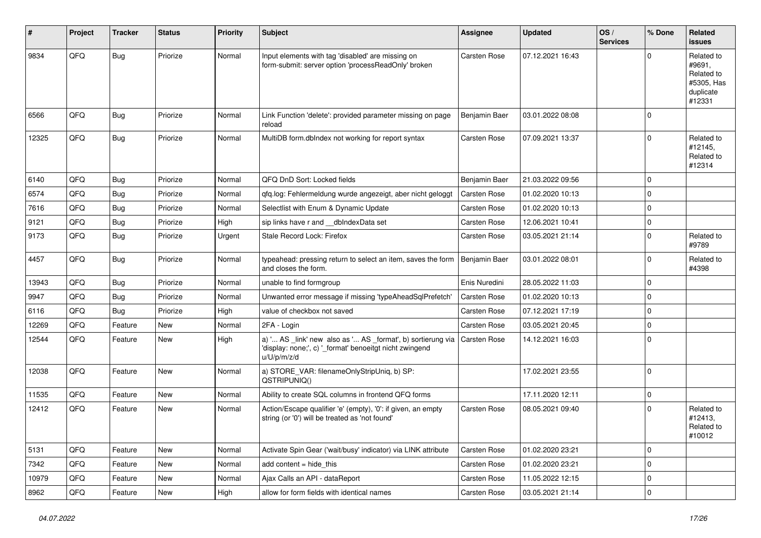| # | Project | Tracker | Status | Priority | Subject | Assignee | Updated | OS / Services | % Done | Related issues |
|---|---|---|---|---|---|---|---|---|---|---|
| 9834 | QFQ | Bug | Priorize | Normal | Input elements with tag 'disabled' are missing on form-submit: server option 'processReadOnly' broken | Carsten Rose | 07.12.2021 16:43 | | 0 | Related to #9691, Related to #5305, Has duplicate #12331 |
| 6566 | QFQ | Bug | Priorize | Normal | Link Function 'delete': provided parameter missing on page reload | Benjamin Baer | 03.01.2022 08:08 | | 0 | |
| 12325 | QFQ | Bug | Priorize | Normal | MultiDB form.dbIndex not working for report syntax | Carsten Rose | 07.09.2021 13:37 | | 0 | Related to #12145, Related to #12314 |
| 6140 | QFQ | Bug | Priorize | Normal | QFQ DnD Sort: Locked fields | Benjamin Baer | 21.03.2022 09:56 | | 0 | |
| 6574 | QFQ | Bug | Priorize | Normal | qfq.log: Fehlermeldung wurde angezeigt, aber nicht geloggt | Carsten Rose | 01.02.2020 10:13 | | 0 | |
| 7616 | QFQ | Bug | Priorize | Normal | Selectlist with Enum & Dynamic Update | Carsten Rose | 01.02.2020 10:13 | | 0 | |
| 9121 | QFQ | Bug | Priorize | High | sip links have r and __dbIndexData set | Carsten Rose | 12.06.2021 10:41 | | 0 | |
| 9173 | QFQ | Bug | Priorize | Urgent | Stale Record Lock: Firefox | Carsten Rose | 03.05.2021 21:14 | | 0 | Related to #9789 |
| 4457 | QFQ | Bug | Priorize | Normal | typeahead: pressing return to select an item, saves the form and closes the form. | Benjamin Baer | 03.01.2022 08:01 | | 0 | Related to #4398 |
| 13943 | QFQ | Bug | Priorize | Normal | unable to find formgroup | Enis Nuredini | 28.05.2022 11:03 | | 0 | |
| 9947 | QFQ | Bug | Priorize | Normal | Unwanted error message if missing 'typeAheadSqlPrefetch' | Carsten Rose | 01.02.2020 10:13 | | 0 | |
| 6116 | QFQ | Bug | Priorize | High | value of checkbox not saved | Carsten Rose | 07.12.2021 17:19 | | 0 | |
| 12269 | QFQ | Feature | New | Normal | 2FA - Login | Carsten Rose | 03.05.2021 20:45 | | 0 | |
| 12544 | QFQ | Feature | New | High | a) '... AS _link' new also as '... AS _format', b) sortierung via 'display: none;', c) '_format' benoeitgt nicht zwingend u/U/p/m/z/d | Carsten Rose | 14.12.2021 16:03 | | 0 | |
| 12038 | QFQ | Feature | New | Normal | a) STORE_VAR: filenameOnlyStripUniq, b) SP: QSTRIPUNIQ() | | 17.02.2021 23:55 | | 0 | |
| 11535 | QFQ | Feature | New | Normal | Ability to create SQL columns in frontend QFQ forms | | 17.11.2020 12:11 | | 0 | |
| 12412 | QFQ | Feature | New | Normal | Action/Escape qualifier 'e' (empty), '0': if given, an empty string (or '0') will be treated as 'not found' | Carsten Rose | 08.05.2021 09:40 | | 0 | Related to #12413, Related to #10012 |
| 5131 | QFQ | Feature | New | Normal | Activate Spin Gear ('wait/busy' indicator) via LINK attribute | Carsten Rose | 01.02.2020 23:21 | | 0 | |
| 7342 | QFQ | Feature | New | Normal | add content = hide_this | Carsten Rose | 01.02.2020 23:21 | | 0 | |
| 10979 | QFQ | Feature | New | Normal | Ajax Calls an API - dataReport | Carsten Rose | 11.05.2022 12:15 | | 0 | |
| 8962 | QFQ | Feature | New | High | allow for form fields with identical names | Carsten Rose | 03.05.2021 21:14 | | 0 | |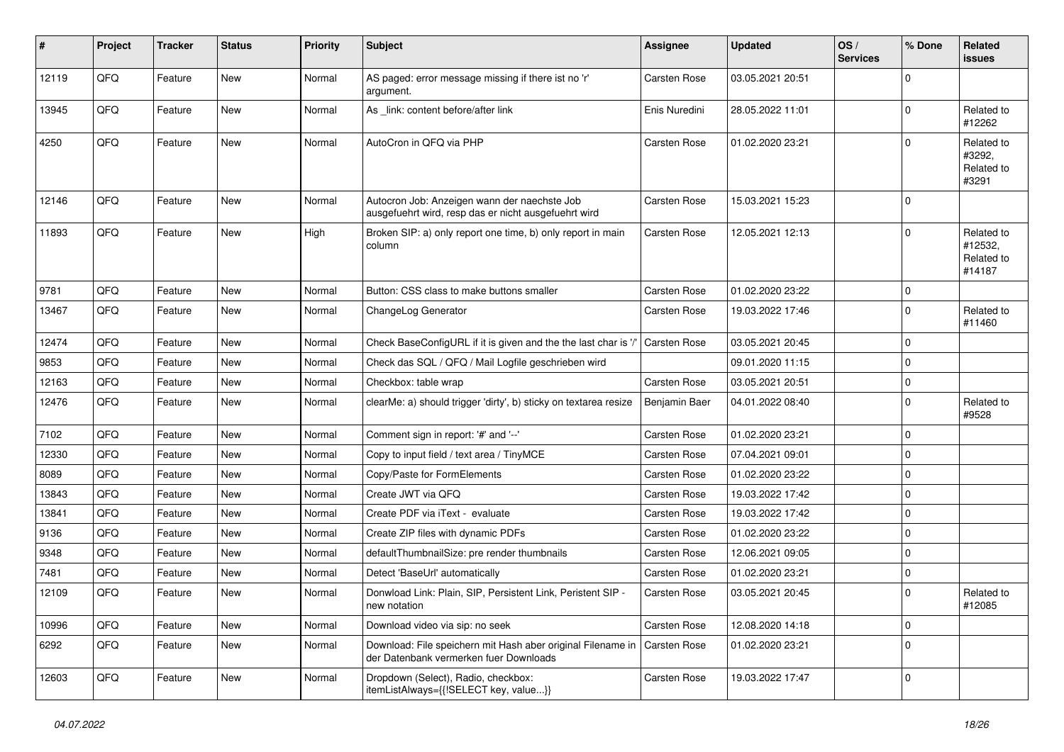| # | Project | Tracker | Status | Priority | Subject | Assignee | Updated | OS / Services | % Done | Related issues |
|---|---|---|---|---|---|---|---|---|---|---|
| 12119 | QFQ | Feature | New | Normal | AS paged: error message missing if there ist no 'r' argument. | Carsten Rose | 03.05.2021 20:51 | | 0 | |
| 13945 | QFQ | Feature | New | Normal | As _link: content before/after link | Enis Nuredini | 28.05.2022 11:01 | | 0 | Related to #12262 |
| 4250 | QFQ | Feature | New | Normal | AutoCron in QFQ via PHP | Carsten Rose | 01.02.2020 23:21 | | 0 | Related to #3292, Related to #3291 |
| 12146 | QFQ | Feature | New | Normal | Autocron Job: Anzeigen wann der naechste Job ausgefuehrt wird, resp das er nicht ausgefuehrt wird | Carsten Rose | 15.03.2021 15:23 | | 0 | |
| 11893 | QFQ | Feature | New | High | Broken SIP: a) only report one time, b) only report in main column | Carsten Rose | 12.05.2021 12:13 | | 0 | Related to #12532, Related to #14187 |
| 9781 | QFQ | Feature | New | Normal | Button: CSS class to make buttons smaller | Carsten Rose | 01.02.2020 23:22 | | 0 | |
| 13467 | QFQ | Feature | New | Normal | ChangeLog Generator | Carsten Rose | 19.03.2022 17:46 | | 0 | Related to #11460 |
| 12474 | QFQ | Feature | New | Normal | Check BaseConfigURL if it is given and the the last char is '/' | Carsten Rose | 03.05.2021 20:45 | | 0 | |
| 9853 | QFQ | Feature | New | Normal | Check das SQL / QFQ / Mail Logfile geschrieben wird | | 09.01.2020 11:15 | | 0 | |
| 12163 | QFQ | Feature | New | Normal | Checkbox: table wrap | Carsten Rose | 03.05.2021 20:51 | | 0 | |
| 12476 | QFQ | Feature | New | Normal | clearMe: a) should trigger 'dirty', b) sticky on textarea resize | Benjamin Baer | 04.01.2022 08:40 | | 0 | Related to #9528 |
| 7102 | QFQ | Feature | New | Normal | Comment sign in report: '#' and '--' | Carsten Rose | 01.02.2020 23:21 | | 0 | |
| 12330 | QFQ | Feature | New | Normal | Copy to input field / text area / TinyMCE | Carsten Rose | 07.04.2021 09:01 | | 0 | |
| 8089 | QFQ | Feature | New | Normal | Copy/Paste for FormElements | Carsten Rose | 01.02.2020 23:22 | | 0 | |
| 13843 | QFQ | Feature | New | Normal | Create JWT via QFQ | Carsten Rose | 19.03.2022 17:42 | | 0 | |
| 13841 | QFQ | Feature | New | Normal | Create PDF via iText - evaluate | Carsten Rose | 19.03.2022 17:42 | | 0 | |
| 9136 | QFQ | Feature | New | Normal | Create ZIP files with dynamic PDFs | Carsten Rose | 01.02.2020 23:22 | | 0 | |
| 9348 | QFQ | Feature | New | Normal | defaultThumbnailSize: pre render thumbnails | Carsten Rose | 12.06.2021 09:05 | | 0 | |
| 7481 | QFQ | Feature | New | Normal | Detect 'BaseUrl' automatically | Carsten Rose | 01.02.2020 23:21 | | 0 | |
| 12109 | QFQ | Feature | New | Normal | Donwload Link: Plain, SIP, Persistent Link, Peristent SIP - new notation | Carsten Rose | 03.05.2021 20:45 | | 0 | Related to #12085 |
| 10996 | QFQ | Feature | New | Normal | Download video via sip: no seek | Carsten Rose | 12.08.2020 14:18 | | 0 | |
| 6292 | QFQ | Feature | New | Normal | Download: File speichern mit Hash aber original Filename in der Datenbank vermerken fuer Downloads | Carsten Rose | 01.02.2020 23:21 | | 0 | |
| 12603 | QFQ | Feature | New | Normal | Dropdown (Select), Radio, checkbox: itemListAlways={{!SELECT key, value...}} | Carsten Rose | 19.03.2022 17:47 | | 0 | |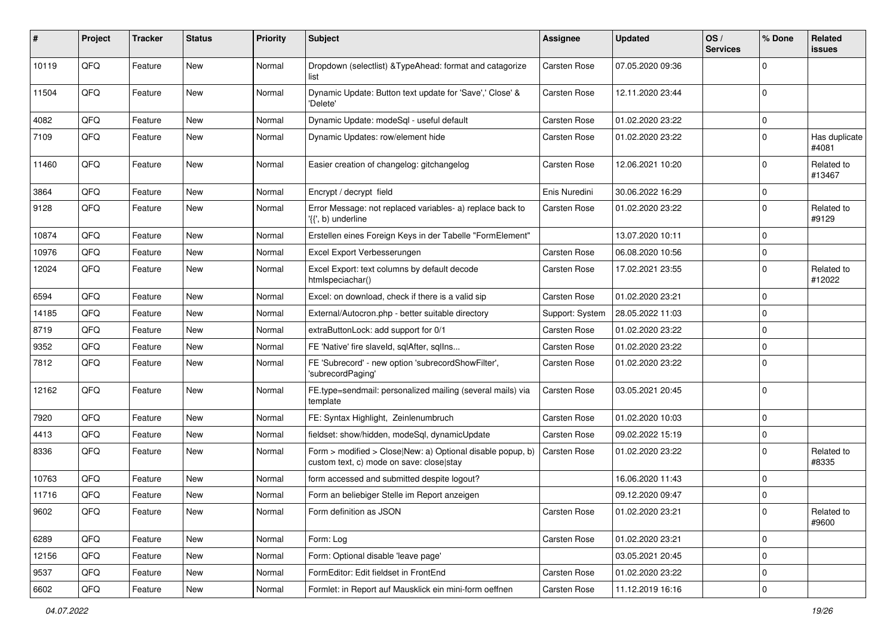| # | Project | Tracker | Status | Priority | Subject | Assignee | Updated | OS / Services | % Done | Related issues |
|---|---|---|---|---|---|---|---|---|---|---|
| 10119 | QFQ | Feature | New | Normal | Dropdown (selectlist) &TypeAhead: format and catagorize list | Carsten Rose | 07.05.2020 09:36 | | 0 | |
| 11504 | QFQ | Feature | New | Normal | Dynamic Update: Button text update for 'Save',' Close' & 'Delete' | Carsten Rose | 12.11.2020 23:44 | | 0 | |
| 4082 | QFQ | Feature | New | Normal | Dynamic Update: modeSql - useful default | Carsten Rose | 01.02.2020 23:22 | | 0 | |
| 7109 | QFQ | Feature | New | Normal | Dynamic Updates: row/element hide | Carsten Rose | 01.02.2020 23:22 | | 0 | Has duplicate #4081 |
| 11460 | QFQ | Feature | New | Normal | Easier creation of changelog: gitchangelog | Carsten Rose | 12.06.2021 10:20 | | 0 | Related to #13467 |
| 3864 | QFQ | Feature | New | Normal | Encrypt / decrypt field | Enis Nuredini | 30.06.2022 16:29 | | 0 | |
| 9128 | QFQ | Feature | New | Normal | Error Message: not replaced variables- a) replace back to '{{', b) underline | Carsten Rose | 01.02.2020 23:22 | | 0 | Related to #9129 |
| 10874 | QFQ | Feature | New | Normal | Erstellen eines Foreign Keys in der Tabelle "FormElement" | | 13.07.2020 10:11 | | 0 | |
| 10976 | QFQ | Feature | New | Normal | Excel Export Verbesserungen | Carsten Rose | 06.08.2020 10:56 | | 0 | |
| 12024 | QFQ | Feature | New | Normal | Excel Export: text columns by default decode htmlspeciachar() | Carsten Rose | 17.02.2021 23:55 | | 0 | Related to #12022 |
| 6594 | QFQ | Feature | New | Normal | Excel: on download, check if there is a valid sip | Carsten Rose | 01.02.2020 23:21 | | 0 | |
| 14185 | QFQ | Feature | New | Normal | External/Autocron.php - better suitable directory | Support: System | 28.05.2022 11:03 | | 0 | |
| 8719 | QFQ | Feature | New | Normal | extraButtonLock: add support for 0/1 | Carsten Rose | 01.02.2020 23:22 | | 0 | |
| 9352 | QFQ | Feature | New | Normal | FE 'Native' fire slaveId, sqlAfter, sqlIns... | Carsten Rose | 01.02.2020 23:22 | | 0 | |
| 7812 | QFQ | Feature | New | Normal | FE 'Subrecord' - new option 'subrecordShowFilter', 'subrecordPaging' | Carsten Rose | 01.02.2020 23:22 | | 0 | |
| 12162 | QFQ | Feature | New | Normal | FE.type=sendmail: personalized mailing (several mails) via template | Carsten Rose | 03.05.2021 20:45 | | 0 | |
| 7920 | QFQ | Feature | New | Normal | FE: Syntax Highlight, Zeinlenumbruch | Carsten Rose | 01.02.2020 10:03 | | 0 | |
| 4413 | QFQ | Feature | New | Normal | fieldset: show/hidden, modeSql, dynamicUpdate | Carsten Rose | 09.02.2022 15:19 | | 0 | |
| 8336 | QFQ | Feature | New | Normal | Form > modified > Close\|New: a) Optional disable popup, b) custom text, c) mode on save: close\|stay | Carsten Rose | 01.02.2020 23:22 | | 0 | Related to #8335 |
| 10763 | QFQ | Feature | New | Normal | form accessed and submitted despite logout? | | 16.06.2020 11:43 | | 0 | |
| 11716 | QFQ | Feature | New | Normal | Form an beliebiger Stelle im Report anzeigen | | 09.12.2020 09:47 | | 0 | |
| 9602 | QFQ | Feature | New | Normal | Form definition as JSON | Carsten Rose | 01.02.2020 23:21 | | 0 | Related to #9600 |
| 6289 | QFQ | Feature | New | Normal | Form: Log | Carsten Rose | 01.02.2020 23:21 | | 0 | |
| 12156 | QFQ | Feature | New | Normal | Form: Optional disable 'leave page' | | 03.05.2021 20:45 | | 0 | |
| 9537 | QFQ | Feature | New | Normal | FormEditor: Edit fieldset in FrontEnd | Carsten Rose | 01.02.2020 23:22 | | 0 | |
| 6602 | QFQ | Feature | New | Normal | Formlet: in Report auf Mausklick ein mini-form oeffnen | Carsten Rose | 11.12.2019 16:16 | | 0 | |

*04.07.2022*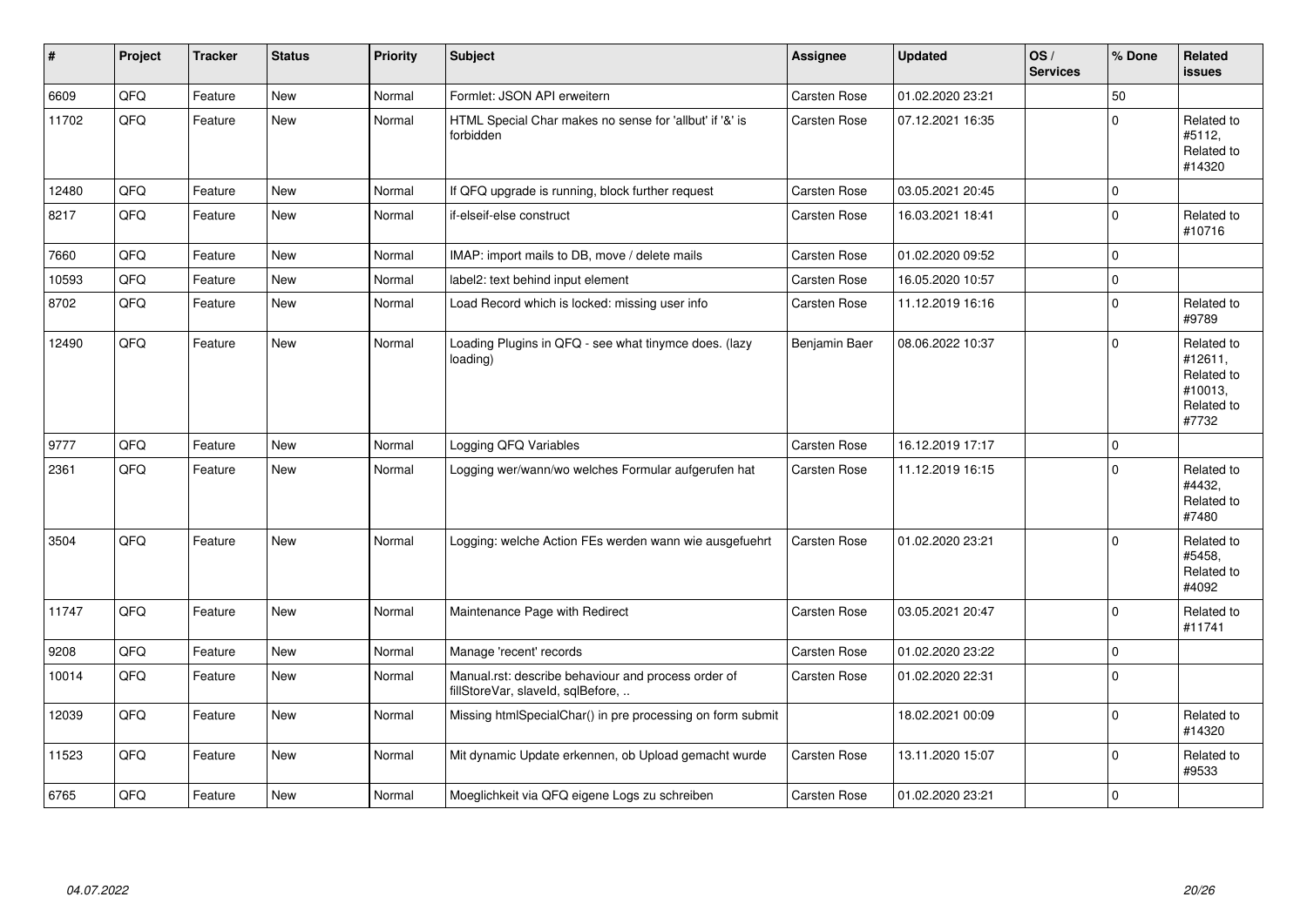| # | Project | Tracker | Status | Priority | Subject | Assignee | Updated | OS / Services | % Done | Related issues |
|---|---|---|---|---|---|---|---|---|---|---|
| 6609 | QFQ | Feature | New | Normal | Formlet: JSON API erweitern | Carsten Rose | 01.02.2020 23:21 | | 50 | |
| 11702 | QFQ | Feature | New | Normal | HTML Special Char makes no sense for 'allbut' if '&' is forbidden | Carsten Rose | 07.12.2021 16:35 | | 0 | Related to #5112, Related to #14320 |
| 12480 | QFQ | Feature | New | Normal | If QFQ upgrade is running, block further request | Carsten Rose | 03.05.2021 20:45 | | 0 | |
| 8217 | QFQ | Feature | New | Normal | if-elseif-else construct | Carsten Rose | 16.03.2021 18:41 | | 0 | Related to #10716 |
| 7660 | QFQ | Feature | New | Normal | IMAP: import mails to DB, move / delete mails | Carsten Rose | 01.02.2020 09:52 | | 0 | |
| 10593 | QFQ | Feature | New | Normal | label2: text behind input element | Carsten Rose | 16.05.2020 10:57 | | 0 | |
| 8702 | QFQ | Feature | New | Normal | Load Record which is locked: missing user info | Carsten Rose | 11.12.2019 16:16 | | 0 | Related to #9789 |
| 12490 | QFQ | Feature | New | Normal | Loading Plugins in QFQ - see what tinymce does. (lazy loading) | Benjamin Baer | 08.06.2022 10:37 | | 0 | Related to #12611, Related to #10013, Related to #7732 |
| 9777 | QFQ | Feature | New | Normal | Logging QFQ Variables | Carsten Rose | 16.12.2019 17:17 | | 0 | |
| 2361 | QFQ | Feature | New | Normal | Logging wer/wann/wo welches Formular aufgerufen hat | Carsten Rose | 11.12.2019 16:15 | | 0 | Related to #4432, Related to #7480 |
| 3504 | QFQ | Feature | New | Normal | Logging: welche Action FEs werden wann wie ausgefuehrt | Carsten Rose | 01.02.2020 23:21 | | 0 | Related to #5458, Related to #4092 |
| 11747 | QFQ | Feature | New | Normal | Maintenance Page with Redirect | Carsten Rose | 03.05.2021 20:47 | | 0 | Related to #11741 |
| 9208 | QFQ | Feature | New | Normal | Manage 'recent' records | Carsten Rose | 01.02.2020 23:22 | | 0 | |
| 10014 | QFQ | Feature | New | Normal | Manual.rst: describe behaviour and process order of fillStoreVar, slaveId, sqlBefore, .. | Carsten Rose | 01.02.2020 22:31 | | 0 | |
| 12039 | QFQ | Feature | New | Normal | Missing htmlSpecialChar() in pre processing on form submit | | 18.02.2021 00:09 | | 0 | Related to #14320 |
| 11523 | QFQ | Feature | New | Normal | Mit dynamic Update erkennen, ob Upload gemacht wurde | Carsten Rose | 13.11.2020 15:07 | | 0 | Related to #9533 |
| 6765 | QFQ | Feature | New | Normal | Moeglichkeit via QFQ eigene Logs zu schreiben | Carsten Rose | 01.02.2020 23:21 | | 0 | |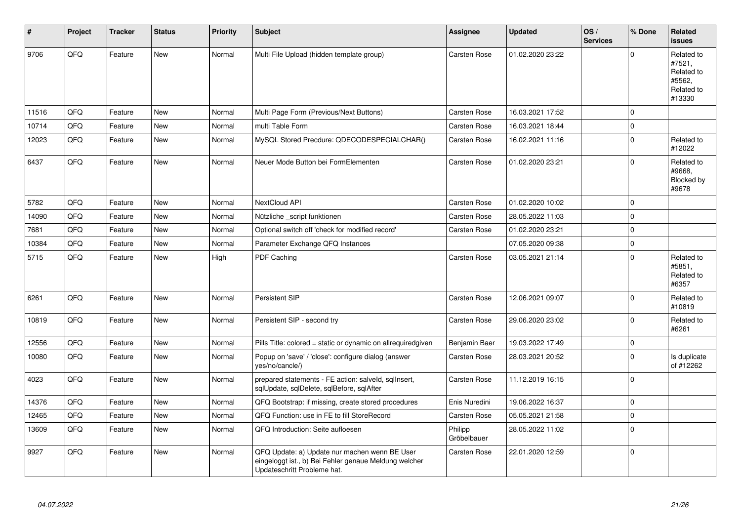| # | Project | Tracker | Status | Priority | Subject | Assignee | Updated | OS / Services | % Done | Related issues |
|---|---|---|---|---|---|---|---|---|---|---|
| 9706 | QFQ | Feature | New | Normal | Multi File Upload (hidden template group) | Carsten Rose | 01.02.2020 23:22 | | 0 | Related to #7521, Related to #5562, Related to #13330 |
| 11516 | QFQ | Feature | New | Normal | Multi Page Form (Previous/Next Buttons) | Carsten Rose | 16.03.2021 17:52 | | 0 | |
| 10714 | QFQ | Feature | New | Normal | multi Table Form | Carsten Rose | 16.03.2021 18:44 | | 0 | |
| 12023 | QFQ | Feature | New | Normal | MySQL Stored Precdure: QDECODESPECIALCHAR() | Carsten Rose | 16.02.2021 11:16 | | 0 | Related to #12022 |
| 6437 | QFQ | Feature | New | Normal | Neuer Mode Button bei FormElementen | Carsten Rose | 01.02.2020 23:21 | | 0 | Related to #9668, Blocked by #9678 |
| 5782 | QFQ | Feature | New | Normal | NextCloud API | Carsten Rose | 01.02.2020 10:02 | | 0 | |
| 14090 | QFQ | Feature | New | Normal | Nützliche _script funktionen | Carsten Rose | 28.05.2022 11:03 | | 0 | |
| 7681 | QFQ | Feature | New | Normal | Optional switch off 'check for modified record' | Carsten Rose | 01.02.2020 23:21 | | 0 | |
| 10384 | QFQ | Feature | New | Normal | Parameter Exchange QFQ Instances | | 07.05.2020 09:38 | | 0 | |
| 5715 | QFQ | Feature | New | High | PDF Caching | Carsten Rose | 03.05.2021 21:14 | | 0 | Related to #5851, Related to #6357 |
| 6261 | QFQ | Feature | New | Normal | Persistent SIP | Carsten Rose | 12.06.2021 09:07 | | 0 | Related to #10819 |
| 10819 | QFQ | Feature | New | Normal | Persistent SIP - second try | Carsten Rose | 29.06.2020 23:02 | | 0 | Related to #6261 |
| 12556 | QFQ | Feature | New | Normal | Pills Title: colored = static or dynamic on allrequiredgiven | Benjamin Baer | 19.03.2022 17:49 | | 0 | |
| 10080 | QFQ | Feature | New | Normal | Popup on 'save' / 'close': configure dialog (answer yes/no/cancle/) | Carsten Rose | 28.03.2021 20:52 | | 0 | Is duplicate of #12262 |
| 4023 | QFQ | Feature | New | Normal | prepared statements - FE action: salveld, sqlInsert, sqlUpdate, sqlDelete, sqlBefore, sqlAfter | Carsten Rose | 11.12.2019 16:15 | | 0 | |
| 14376 | QFQ | Feature | New | Normal | QFQ Bootstrap: if missing, create stored procedures | Enis Nuredini | 19.06.2022 16:37 | | 0 | |
| 12465 | QFQ | Feature | New | Normal | QFQ Function: use in FE to fill StoreRecord | Carsten Rose | 05.05.2021 21:58 | | 0 | |
| 13609 | QFQ | Feature | New | Normal | QFQ Introduction: Seite aufloesen | Philipp Gröbelbauer | 28.05.2022 11:02 | | 0 | |
| 9927 | QFQ | Feature | New | Normal | QFQ Update: a) Update nur machen wenn BE User eingeloggt ist., b) Bei Fehler genaue Meldung welcher Updateschritt Probleme hat. | Carsten Rose | 22.01.2020 12:59 | | 0 | |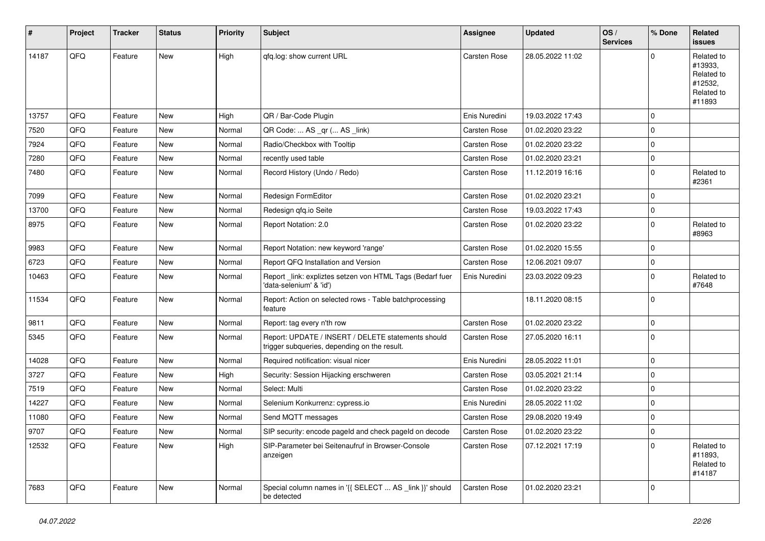| # | Project | Tracker | Status | Priority | Subject | Assignee | Updated | OS / Services | % Done | Related issues |
|---|---|---|---|---|---|---|---|---|---|---|
| 14187 | QFQ | Feature | New | High | qfq.log: show current URL | Carsten Rose | 28.05.2022 11:02 | | 0 | Related to #13933, Related to #12532, Related to #11893 |
| 13757 | QFQ | Feature | New | High | QR / Bar-Code Plugin | Enis Nuredini | 19.03.2022 17:43 | | 0 | |
| 7520 | QFQ | Feature | New | Normal | QR Code: ... AS _qr ( ... AS _link) | Carsten Rose | 01.02.2020 23:22 | | 0 | |
| 7924 | QFQ | Feature | New | Normal | Radio/Checkbox with Tooltip | Carsten Rose | 01.02.2020 23:22 | | 0 | |
| 7280 | QFQ | Feature | New | Normal | recently used table | Carsten Rose | 01.02.2020 23:21 | | 0 | |
| 7480 | QFQ | Feature | New | Normal | Record History (Undo / Redo) | Carsten Rose | 11.12.2019 16:16 | | 0 | Related to #2361 |
| 7099 | QFQ | Feature | New | Normal | Redesign FormEditor | Carsten Rose | 01.02.2020 23:21 | | 0 | |
| 13700 | QFQ | Feature | New | Normal | Redesign qfq.io Seite | Carsten Rose | 19.03.2022 17:43 | | 0 | |
| 8975 | QFQ | Feature | New | Normal | Report Notation: 2.0 | Carsten Rose | 01.02.2020 23:22 | | 0 | Related to #8963 |
| 9983 | QFQ | Feature | New | Normal | Report Notation: new keyword 'range' | Carsten Rose | 01.02.2020 15:55 | | 0 | |
| 6723 | QFQ | Feature | New | Normal | Report QFQ Installation and Version | Carsten Rose | 12.06.2021 09:07 | | 0 | |
| 10463 | QFQ | Feature | New | Normal | Report _link: expliztes setzen von HTML Tags (Bedarf fuer 'data-selenium' & 'id') | Enis Nuredini | 23.03.2022 09:23 | | 0 | Related to #7648 |
| 11534 | QFQ | Feature | New | Normal | Report: Action on selected rows - Table batchprocessing feature | | 18.11.2020 08:15 | | 0 | |
| 9811 | QFQ | Feature | New | Normal | Report: tag every n'th row | Carsten Rose | 01.02.2020 23:22 | | 0 | |
| 5345 | QFQ | Feature | New | Normal | Report: UPDATE / INSERT / DELETE statements should trigger subqueries, depending on the result. | Carsten Rose | 27.05.2020 16:11 | | 0 | |
| 14028 | QFQ | Feature | New | Normal | Required notification: visual nicer | Enis Nuredini | 28.05.2022 11:01 | | 0 | |
| 3727 | QFQ | Feature | New | High | Security: Session Hijacking erschweren | Carsten Rose | 03.05.2021 21:14 | | 0 | |
| 7519 | QFQ | Feature | New | Normal | Select: Multi | Carsten Rose | 01.02.2020 23:22 | | 0 | |
| 14227 | QFQ | Feature | New | Normal | Selenium Konkurrenz: cypress.io | Enis Nuredini | 28.05.2022 11:02 | | 0 | |
| 11080 | QFQ | Feature | New | Normal | Send MQTT messages | Carsten Rose | 29.08.2020 19:49 | | 0 | |
| 9707 | QFQ | Feature | New | Normal | SIP security: encode pageId and check pageId on decode | Carsten Rose | 01.02.2020 23:22 | | 0 | |
| 12532 | QFQ | Feature | New | High | SIP-Parameter bei Seitenaufruf in Browser-Console anzeigen | Carsten Rose | 07.12.2021 17:19 | | 0 | Related to #11893, Related to #14187 |
| 7683 | QFQ | Feature | New | Normal | Special column names in '{{ SELECT ... AS _link }}' should be detected | Carsten Rose | 01.02.2020 23:21 | | 0 | |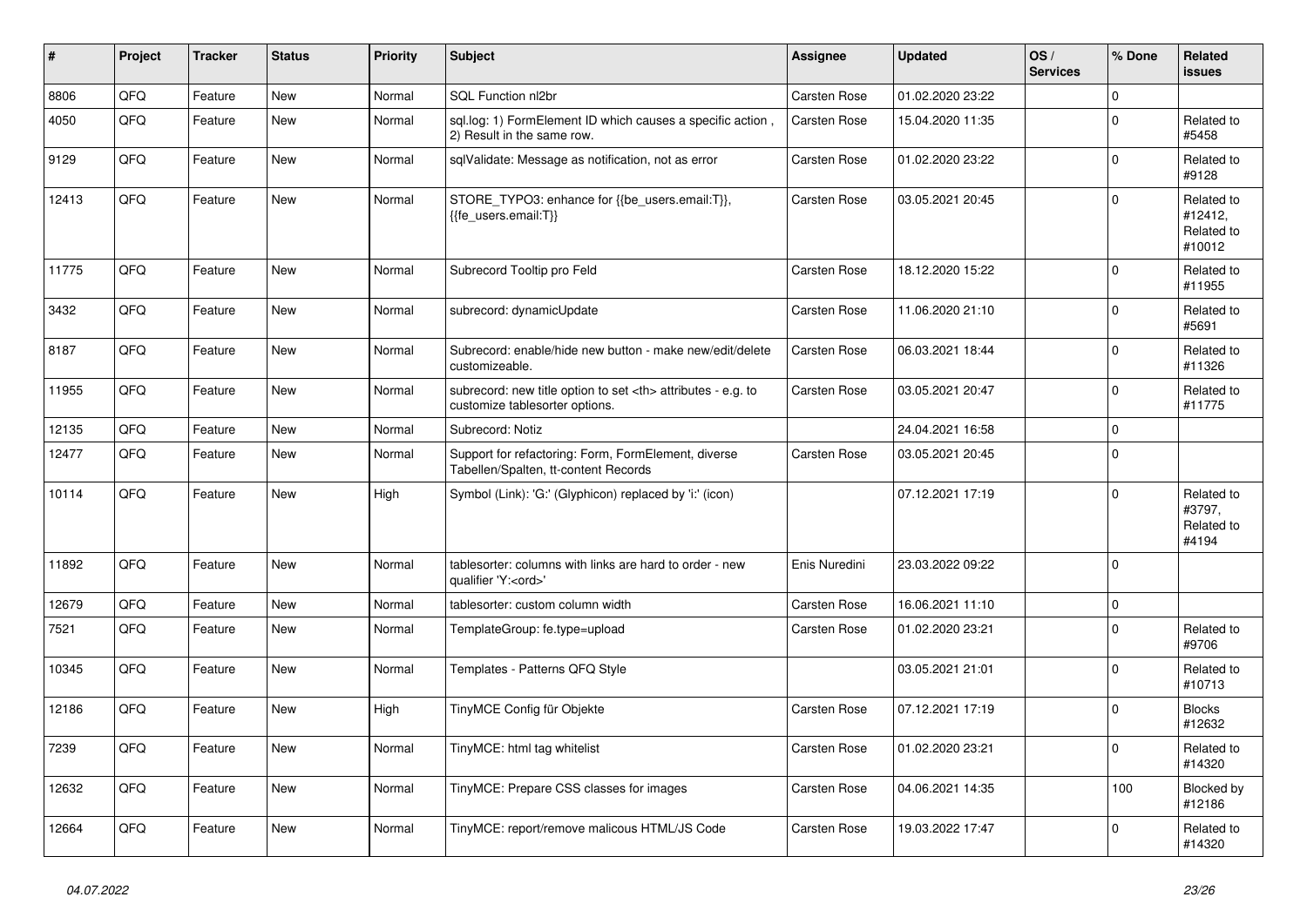| # | Project | Tracker | Status | Priority | Subject | Assignee | Updated | OS / Services | % Done | Related issues |
|---|---|---|---|---|---|---|---|---|---|---|
| 8806 | QFQ | Feature | New | Normal | SQL Function nl2br | Carsten Rose | 01.02.2020 23:22 | | 0 | |
| 4050 | QFQ | Feature | New | Normal | sql.log: 1) FormElement ID which causes a specific action , 2) Result in the same row. | Carsten Rose | 15.04.2020 11:35 | | 0 | Related to #5458 |
| 9129 | QFQ | Feature | New | Normal | sqlValidate: Message as notification, not as error | Carsten Rose | 01.02.2020 23:22 | | 0 | Related to #9128 |
| 12413 | QFQ | Feature | New | Normal | STORE_TYPO3: enhance for {{be_users.email:T}}, {{fe_users.email:T}} | Carsten Rose | 03.05.2021 20:45 | | 0 | Related to #12412, Related to #10012 |
| 11775 | QFQ | Feature | New | Normal | Subrecord Tooltip pro Feld | Carsten Rose | 18.12.2020 15:22 | | 0 | Related to #11955 |
| 3432 | QFQ | Feature | New | Normal | subrecord: dynamicUpdate | Carsten Rose | 11.06.2020 21:10 | | 0 | Related to #5691 |
| 8187 | QFQ | Feature | New | Normal | Subrecord: enable/hide new button - make new/edit/delete customizeable. | Carsten Rose | 06.03.2021 18:44 | | 0 | Related to #11326 |
| 11955 | QFQ | Feature | New | Normal | subrecord: new title option to set <th> attributes - e.g. to customize tablesorter options. | Carsten Rose | 03.05.2021 20:47 | | 0 | Related to #11775 |
| 12135 | QFQ | Feature | New | Normal | Subrecord: Notiz | | 24.04.2021 16:58 | | 0 | |
| 12477 | QFQ | Feature | New | Normal | Support for refactoring: Form, FormElement, diverse Tabellen/Spalten, tt-content Records | Carsten Rose | 03.05.2021 20:45 | | 0 | |
| 10114 | QFQ | Feature | New | High | Symbol (Link): 'G:' (Glyphicon) replaced by 'i:' (icon) | | 07.12.2021 17:19 | | 0 | Related to #3797, Related to #4194 |
| 11892 | QFQ | Feature | New | Normal | tablesorter: columns with links are hard to order - new qualifier 'Y:<ord>' | Enis Nuredini | 23.03.2022 09:22 | | 0 | |
| 12679 | QFQ | Feature | New | Normal | tablesorter: custom column width | Carsten Rose | 16.06.2021 11:10 | | 0 | |
| 7521 | QFQ | Feature | New | Normal | TemplateGroup: fe.type=upload | Carsten Rose | 01.02.2020 23:21 | | 0 | Related to #9706 |
| 10345 | QFQ | Feature | New | Normal | Templates - Patterns QFQ Style | | 03.05.2021 21:01 | | 0 | Related to #10713 |
| 12186 | QFQ | Feature | New | High | TinyMCE Config für Objekte | Carsten Rose | 07.12.2021 17:19 | | 0 | Blocks #12632 |
| 7239 | QFQ | Feature | New | Normal | TinyMCE: html tag whitelist | Carsten Rose | 01.02.2020 23:21 | | 0 | Related to #14320 |
| 12632 | QFQ | Feature | New | Normal | TinyMCE: Prepare CSS classes for images | Carsten Rose | 04.06.2021 14:35 | | 100 | Blocked by #12186 |
| 12664 | QFQ | Feature | New | Normal | TinyMCE: report/remove malicous HTML/JS Code | Carsten Rose | 19.03.2022 17:47 | | 0 | Related to #14320 |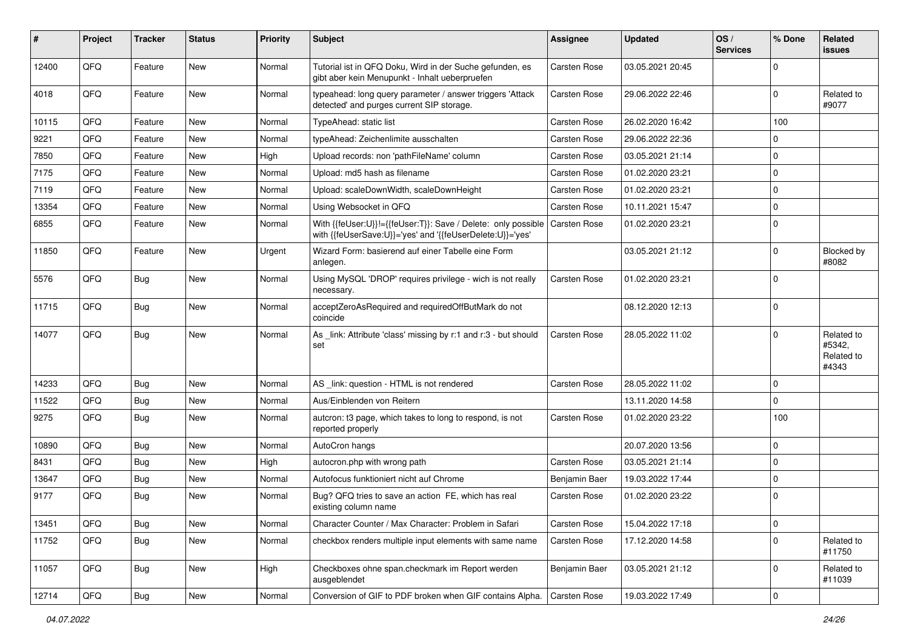| # | Project | Tracker | Status | Priority | Subject | Assignee | Updated | OS / Services | % Done | Related issues |
|---|---|---|---|---|---|---|---|---|---|---|
| 12400 | QFQ | Feature | New | Normal | Tutorial ist in QFQ Doku, Wird in der Suche gefunden, es gibt aber kein Menupunkt - Inhalt ueberpruefen | Carsten Rose | 03.05.2021 20:45 | | 0 | |
| 4018 | QFQ | Feature | New | Normal | typeahead: long query parameter / answer triggers 'Attack detected' and purges current SIP storage. | Carsten Rose | 29.06.2022 22:46 | | 0 | Related to #9077 |
| 10115 | QFQ | Feature | New | Normal | TypeAhead: static list | Carsten Rose | 26.02.2020 16:42 | | 100 | |
| 9221 | QFQ | Feature | New | Normal | typeAhead: Zeichenlimite ausschalten | Carsten Rose | 29.06.2022 22:36 | | 0 | |
| 7850 | QFQ | Feature | New | High | Upload records: non 'pathFileName' column | Carsten Rose | 03.05.2021 21:14 | | 0 | |
| 7175 | QFQ | Feature | New | Normal | Upload: md5 hash as filename | Carsten Rose | 01.02.2020 23:21 | | 0 | |
| 7119 | QFQ | Feature | New | Normal | Upload: scaleDownWidth, scaleDownHeight | Carsten Rose | 01.02.2020 23:21 | | 0 | |
| 13354 | QFQ | Feature | New | Normal | Using Websocket in QFQ | Carsten Rose | 10.11.2021 15:47 | | 0 | |
| 6855 | QFQ | Feature | New | Normal | With {{feUser:U}}!={{feUser:T}}: Save / Delete: only possible with {{feUserSave:U}}='yes' and '{{feUserDelete:U}}='yes' | Carsten Rose | 01.02.2020 23:21 | | 0 | |
| 11850 | QFQ | Feature | New | Urgent | Wizard Form: basierend auf einer Tabelle eine Form anlegen. | | 03.05.2021 21:12 | | 0 | Blocked by #8082 |
| 5576 | QFQ | Bug | New | Normal | Using MySQL 'DROP' requires privilege - wich is not really necessary. | Carsten Rose | 01.02.2020 23:21 | | 0 | |
| 11715 | QFQ | Bug | New | Normal | acceptZeroAsRequired and requiredOffButMark do not coincide | | 08.12.2020 12:13 | | 0 | |
| 14077 | QFQ | Bug | New | Normal | As _link: Attribute 'class' missing by r:1 and r:3 - but should set | Carsten Rose | 28.05.2022 11:02 | | 0 | Related to #5342, Related to #4343 |
| 14233 | QFQ | Bug | New | Normal | AS _link: question - HTML is not rendered | Carsten Rose | 28.05.2022 11:02 | | 0 | |
| 11522 | QFQ | Bug | New | Normal | Aus/Einblenden von Reitern | | 13.11.2020 14:58 | | 0 | |
| 9275 | QFQ | Bug | New | Normal | autcron: t3 page, which takes to long to respond, is not reported properly | Carsten Rose | 01.02.2020 23:22 | | 100 | |
| 10890 | QFQ | Bug | New | Normal | AutoCron hangs | | 20.07.2020 13:56 | | 0 | |
| 8431 | QFQ | Bug | New | High | autocron.php with wrong path | Carsten Rose | 03.05.2021 21:14 | | 0 | |
| 13647 | QFQ | Bug | New | Normal | Autofocus funktioniert nicht auf Chrome | Benjamin Baer | 19.03.2022 17:44 | | 0 | |
| 9177 | QFQ | Bug | New | Normal | Bug? QFQ tries to save an action FE, which has real existing column name | Carsten Rose | 01.02.2020 23:22 | | 0 | |
| 13451 | QFQ | Bug | New | Normal | Character Counter / Max Character: Problem in Safari | Carsten Rose | 15.04.2022 17:18 | | 0 | |
| 11752 | QFQ | Bug | New | Normal | checkbox renders multiple input elements with same name | Carsten Rose | 17.12.2020 14:58 | | 0 | Related to #11750 |
| 11057 | QFQ | Bug | New | High | Checkboxes ohne span.checkmark im Report werden ausgeblendet | Benjamin Baer | 03.05.2021 21:12 | | 0 | Related to #11039 |
| 12714 | QFQ | Bug | New | Normal | Conversion of GIF to PDF broken when GIF contains Alpha. | Carsten Rose | 19.03.2022 17:49 | | 0 | |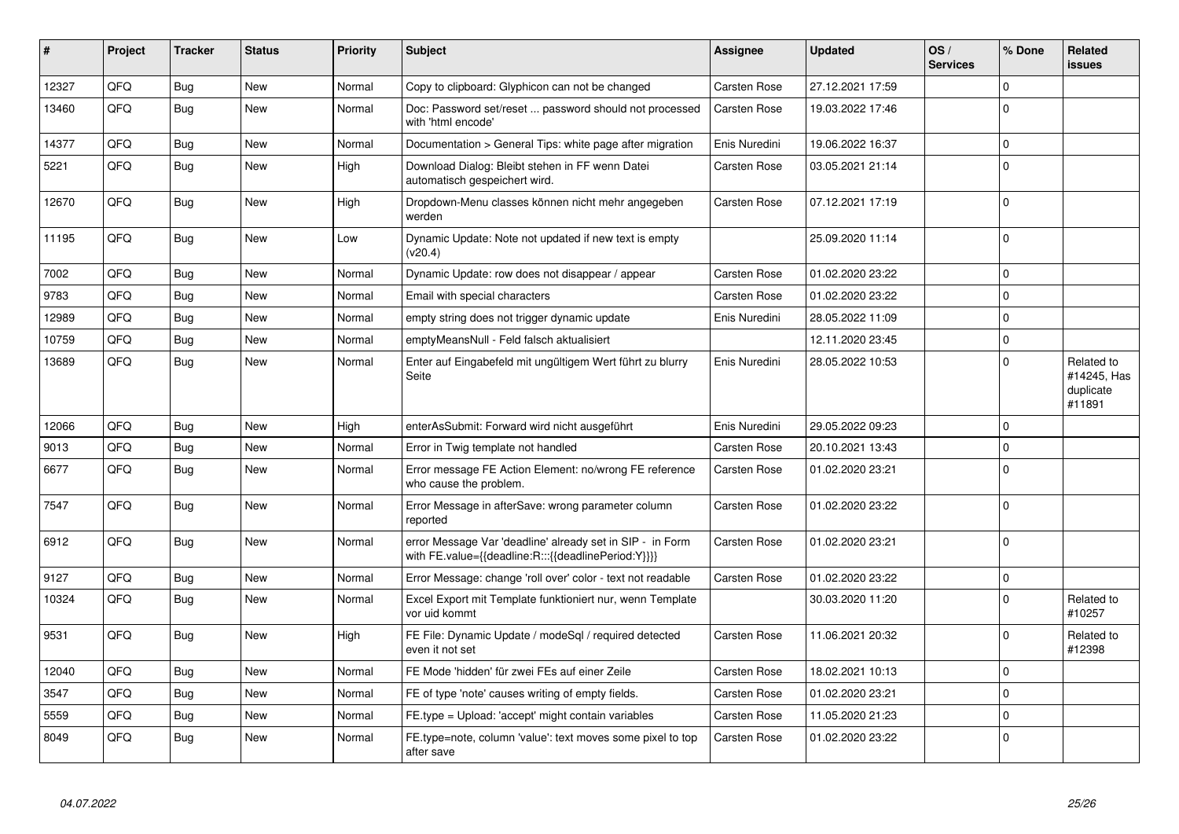| # | Project | Tracker | Status | Priority | Subject | Assignee | Updated | OS / Services | % Done | Related issues |
|---|---|---|---|---|---|---|---|---|---|---|
| 12327 | QFQ | Bug | New | Normal | Copy to clipboard: Glyphicon can not be changed | Carsten Rose | 27.12.2021 17:59 | | 0 | |
| 13460 | QFQ | Bug | New | Normal | Doc: Password set/reset ... password should not processed with 'html encode' | Carsten Rose | 19.03.2022 17:46 | | 0 | |
| 14377 | QFQ | Bug | New | Normal | Documentation > General Tips: white page after migration | Enis Nuredini | 19.06.2022 16:37 | | 0 | |
| 5221 | QFQ | Bug | New | High | Download Dialog: Bleibt stehen in FF wenn Datei automatisch gespeichert wird. | Carsten Rose | 03.05.2021 21:14 | | 0 | |
| 12670 | QFQ | Bug | New | High | Dropdown-Menu classes können nicht mehr angegeben werden | Carsten Rose | 07.12.2021 17:19 | | 0 | |
| 11195 | QFQ | Bug | New | Low | Dynamic Update: Note not updated if new text is empty (v20.4) | | 25.09.2020 11:14 | | 0 | |
| 7002 | QFQ | Bug | New | Normal | Dynamic Update: row does not disappear / appear | Carsten Rose | 01.02.2020 23:22 | | 0 | |
| 9783 | QFQ | Bug | New | Normal | Email with special characters | Carsten Rose | 01.02.2020 23:22 | | 0 | |
| 12989 | QFQ | Bug | New | Normal | empty string does not trigger dynamic update | Enis Nuredini | 28.05.2022 11:09 | | 0 | |
| 10759 | QFQ | Bug | New | Normal | emptyMeansNull - Feld falsch aktualisiert | | 12.11.2020 23:45 | | 0 | |
| 13689 | QFQ | Bug | New | Normal | Enter auf Eingabefeld mit ungültigem Wert führt zu blurry Seite | Enis Nuredini | 28.05.2022 10:53 | | 0 | Related to #14245, Has duplicate #11891 |
| 12066 | QFQ | Bug | New | High | enterAsSubmit: Forward wird nicht ausgeführt | Enis Nuredini | 29.05.2022 09:23 | | 0 | |
| 9013 | QFQ | Bug | New | Normal | Error in Twig template not handled | Carsten Rose | 20.10.2021 13:43 | | 0 | |
| 6677 | QFQ | Bug | New | Normal | Error message FE Action Element: no/wrong FE reference who cause the problem. | Carsten Rose | 01.02.2020 23:21 | | 0 | |
| 7547 | QFQ | Bug | New | Normal | Error Message in afterSave: wrong parameter column reported | Carsten Rose | 01.02.2020 23:22 | | 0 | |
| 6912 | QFQ | Bug | New | Normal | error Message Var 'deadline' already set in SIP - in Form with FE.value={{deadline:R:::{{deadlinePeriod:Y}}}} | Carsten Rose | 01.02.2020 23:21 | | 0 | |
| 9127 | QFQ | Bug | New | Normal | Error Message: change 'roll over' color - text not readable | Carsten Rose | 01.02.2020 23:22 | | 0 | |
| 10324 | QFQ | Bug | New | Normal | Excel Export mit Template funktioniert nur, wenn Template vor uid kommt | | 30.03.2020 11:20 | | 0 | Related to #10257 |
| 9531 | QFQ | Bug | New | High | FE File: Dynamic Update / modeSql / required detected even it not set | Carsten Rose | 11.06.2021 20:32 | | 0 | Related to #12398 |
| 12040 | QFQ | Bug | New | Normal | FE Mode 'hidden' für zwei FEs auf einer Zeile | Carsten Rose | 18.02.2021 10:13 | | 0 | |
| 3547 | QFQ | Bug | New | Normal | FE of type 'note' causes writing of empty fields. | Carsten Rose | 01.02.2020 23:21 | | 0 | |
| 5559 | QFQ | Bug | New | Normal | FE.type = Upload: 'accept' might contain variables | Carsten Rose | 11.05.2020 21:23 | | 0 | |
| 8049 | QFQ | Bug | New | Normal | FE.type=note, column 'value': text moves some pixel to top after save | Carsten Rose | 01.02.2020 23:22 | | 0 | |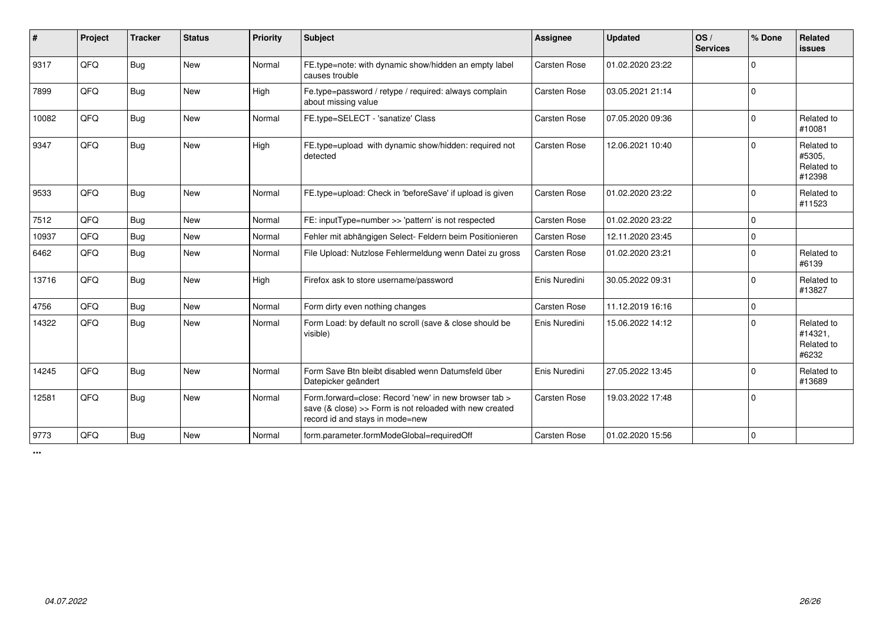| # | Project | Tracker | Status | Priority | Subject | Assignee | Updated | OS / Services | % Done | Related issues |
|---|---|---|---|---|---|---|---|---|---|---|
| 9317 | QFQ | Bug | New | Normal | FE.type=note: with dynamic show/hidden an empty label causes trouble | Carsten Rose | 01.02.2020 23:22 | | 0 | |
| 7899 | QFQ | Bug | New | High | Fe.type=password / retype / required: always complain about missing value | Carsten Rose | 03.05.2021 21:14 | | 0 | |
| 10082 | QFQ | Bug | New | Normal | FE.type=SELECT - 'sanatize' Class | Carsten Rose | 07.05.2020 09:36 | | 0 | Related to #10081 |
| 9347 | QFQ | Bug | New | High | FE.type=upload with dynamic show/hidden: required not detected | Carsten Rose | 12.06.2021 10:40 | | 0 | Related to #5305, Related to #12398 |
| 9533 | QFQ | Bug | New | Normal | FE.type=upload: Check in 'beforeSave' if upload is given | Carsten Rose | 01.02.2020 23:22 | | 0 | Related to #11523 |
| 7512 | QFQ | Bug | New | Normal | FE: inputType=number >> 'pattern' is not respected | Carsten Rose | 01.02.2020 23:22 | | 0 | |
| 10937 | QFQ | Bug | New | Normal | Fehler mit abhängigen Select- Feldern beim Positionieren | Carsten Rose | 12.11.2020 23:45 | | 0 | |
| 6462 | QFQ | Bug | New | Normal | File Upload: Nutzlose Fehlermeldung wenn Datei zu gross | Carsten Rose | 01.02.2020 23:21 | | 0 | Related to #6139 |
| 13716 | QFQ | Bug | New | High | Firefox ask to store username/password | Enis Nuredini | 30.05.2022 09:31 | | 0 | Related to #13827 |
| 4756 | QFQ | Bug | New | Normal | Form dirty even nothing changes | Carsten Rose | 11.12.2019 16:16 | | 0 | |
| 14322 | QFQ | Bug | New | Normal | Form Load: by default no scroll (save & close should be visible) | Enis Nuredini | 15.06.2022 14:12 | | 0 | Related to #14321, Related to #6232 |
| 14245 | QFQ | Bug | New | Normal | Form Save Btn bleibt disabled wenn Datumsfeld über Datepicker geändert | Enis Nuredini | 27.05.2022 13:45 | | 0 | Related to #13689 |
| 12581 | QFQ | Bug | New | Normal | Form.forward=close: Record 'new' in new browser tab > save (& close) >> Form is not reloaded with new created record id and stays in mode=new | Carsten Rose | 19.03.2022 17:48 | | 0 | |
| 9773 | QFQ | Bug | New | Normal | form.parameter.formModeGlobal=requiredOff | Carsten Rose | 01.02.2020 15:56 | | 0 | |

...